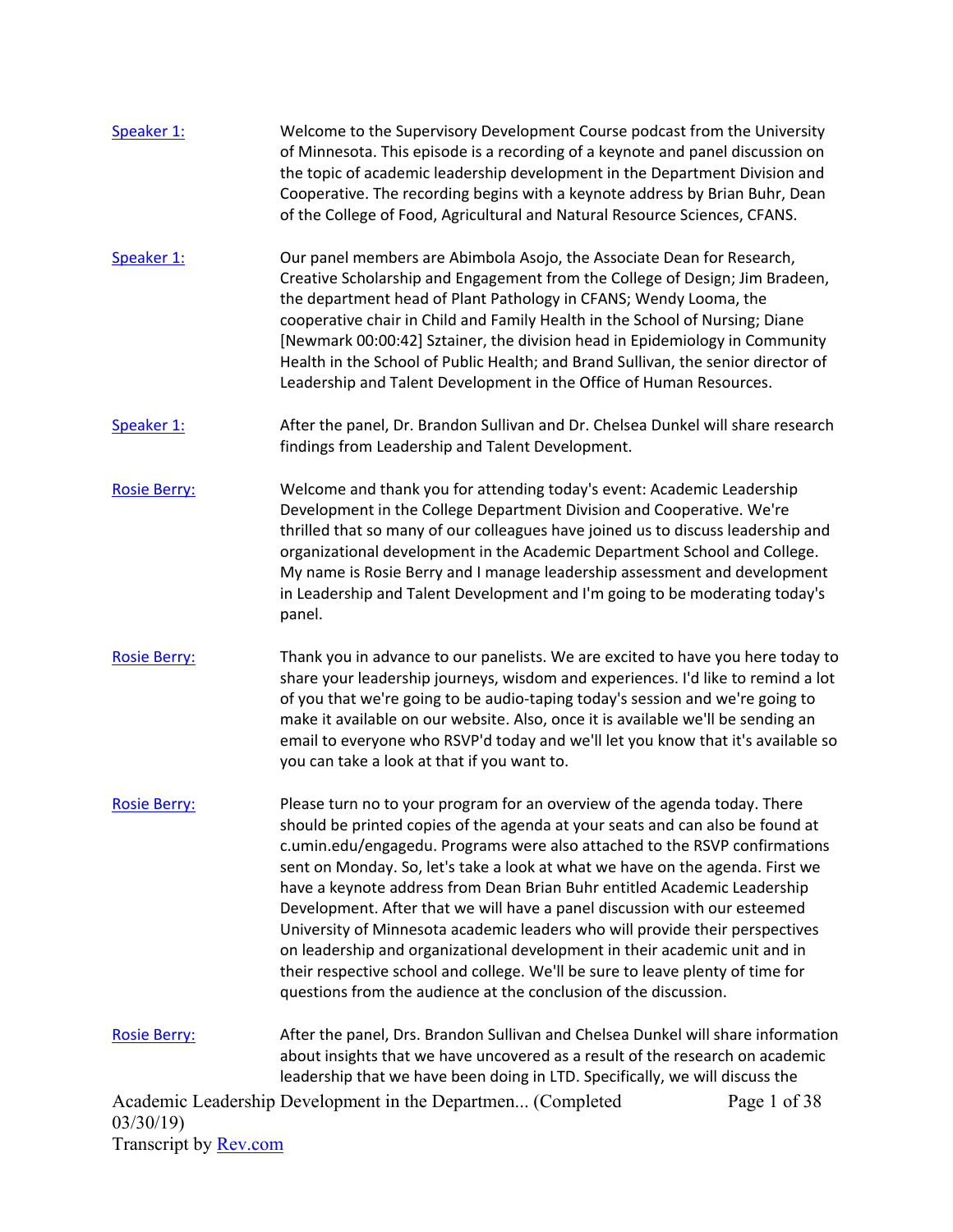Speaker 1: Welcome to the Supervisory Development Course podcast from the University of Minnesota. This episode is a recording of a keynote and panel discussion on the topic of academic leadership development in the Department Division and Cooperative. The recording begins with a keynote address by Brian Buhr, Dean of the College of Food, Agricultural and Natural Resource Sciences, CFANS.

Speaker 1: Our panel members are Abimbola Asojo, the Associate Dean for Research, Creative Scholarship and Engagement from the College of Design; Jim Bradeen, the department head of Plant Pathology in CFANS; Wendy Looma, the cooperative chair in Child and Family Health in the School of Nursing; Diane [Newmark 00:00:42] Sztainer, the division head in Epidemiology in Community Health in the School of Public Health; and Brand Sullivan, the senior director of Leadership and Talent Development in the Office of Human Resources.

Speaker 1: After the panel, Dr. Brandon Sullivan and Dr. Chelsea Dunkel will share research findings from Leadership and Talent Development.

Rosie Berry: Welcome and thank you for attending today's event: Academic Leadership Development in the College Department Division and Cooperative. We're thrilled that so many of our colleagues have joined us to discuss leadership and organizational development in the Academic Department School and College. My name is Rosie Berry and I manage leadership assessment and development in Leadership and Talent Development and I'm going to be moderating today's panel.

Rosie Berry: Thank you in advance to our panelists. We are excited to have you here today to share your leadership journeys, wisdom and experiences. I'd like to remind a lot of you that we're going to be audio-taping today's session and we're going to make it available on our website. Also, once it is available we'll be sending an email to everyone who RSVP'd today and we'll let you know that it's available so you can take a look at that if you want to.

Rosie Berry: Please turn no to your program for an overview of the agenda today. There should be printed copies of the agenda at your seats and can also be found at c.umin.edu/engagedu. Programs were also attached to the RSVP confirmations sent on Monday. So, let's take a look at what we have on the agenda. First we have a keynote address from Dean Brian Buhr entitled Academic Leadership Development. After that we will have a panel discussion with our esteemed University of Minnesota academic leaders who will provide their perspectives on leadership and organizational development in their academic unit and in their respective school and college. We'll be sure to leave plenty of time for questions from the audience at the conclusion of the discussion.

Rosie Berry: After the panel, Drs. Brandon Sullivan and Chelsea Dunkel will share information about insights that we have uncovered as a result of the research on academic leadership that we have been doing in LTD. Specifically, we will discuss the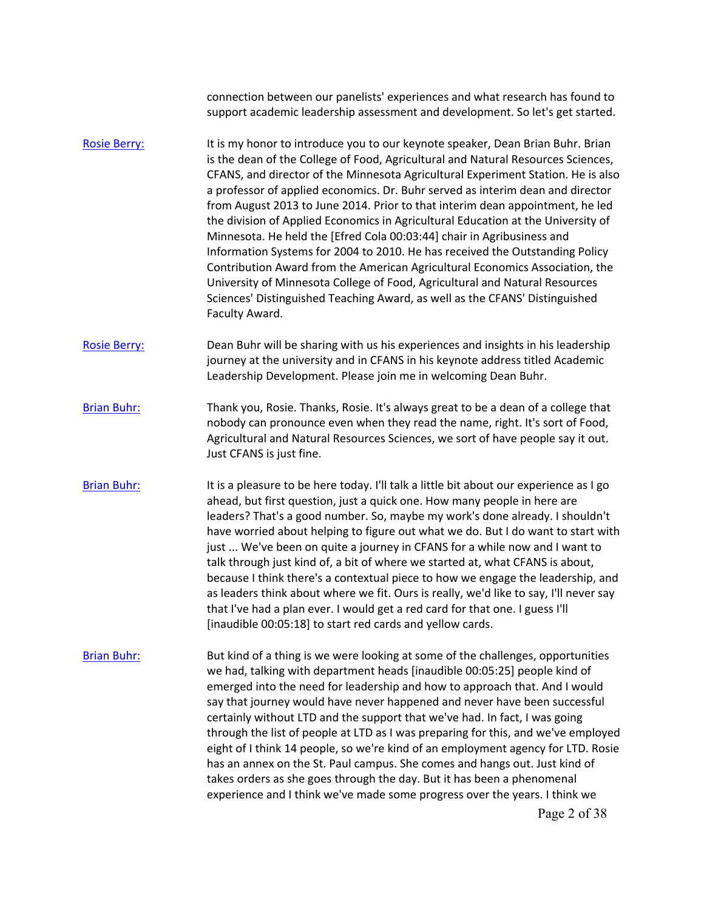connection between our panelists' experiences and what research has found to support academic leadership assessment and development. So let's get started.

Rosie Berry: It is my honor to introduce you to our keynote speaker, Dean Brian Buhr. Brian is the dean of the College of Food, Agricultural and Natural Resources Sciences, CFANS, and director of the Minnesota Agricultural Experiment Station. He is also a professor of applied economics. Dr. Buhr served as interim dean and director from August 2013 to June 2014. Prior to that interim dean appointment, he led the division of Applied Economics in Agricultural Education at the University of Minnesota. He held the [Efred Cola 00:03:44] chair in Agribusiness and Information Systems for 2004 to 2010. He has received the Outstanding Policy Contribution Award from the American Agricultural Economics Association, the University of Minnesota College of Food, Agricultural and Natural Resources Sciences' Distinguished Teaching Award, as well as the CFANS' Distinguished Faculty Award.

Rosie Berry: Dean Buhr will be sharing with us his experiences and insights in his leadership journey at the university and in CFANS in his keynote address titled Academic Leadership Development. Please join me in welcoming Dean Buhr.

Brian Buhr: Thank you, Rosie. Thanks, Rosie. It's always great to be a dean of a college that nobody can pronounce even when they read the name, right. It's sort of Food, Agricultural and Natural Resources Sciences, we sort of have people say it out. Just CFANS is just fine.

Brian Buhr: It is a pleasure to be here today. I'll talk a little bit about our experience as I go ahead, but first question, just a quick one. How many people in here are leaders? That's a good number. So, maybe my work's done already. I shouldn't have worried about helping to figure out what we do. But I do want to start with just ... We've been on quite a journey in CFANS for a while now and I want to talk through just kind of, a bit of where we started at, what CFANS is about, because I think there's a contextual piece to how we engage the leadership, and as leaders think about where we fit. Ours is really, we'd like to say, I'll never say that I've had a plan ever. I would get a red card for that one. I guess I'll [inaudible 00:05:18] to start red cards and yellow cards.

Brian Buhr: But kind of a thing is we were looking at some of the challenges, opportunities we had, talking with department heads [inaudible 00:05:25] people kind of emerged into the need for leadership and how to approach that. And I would say that journey would have never happened and never have been successful certainly without LTD and the support that we've had. In fact, I was going through the list of people at LTD as I was preparing for this, and we've employed eight of I think 14 people, so we're kind of an employment agency for LTD. Rosie has an annex on the St. Paul campus. She comes and hangs out. Just kind of takes orders as she goes through the day. But it has been a phenomenal experience and I think we've made some progress over the years. I think we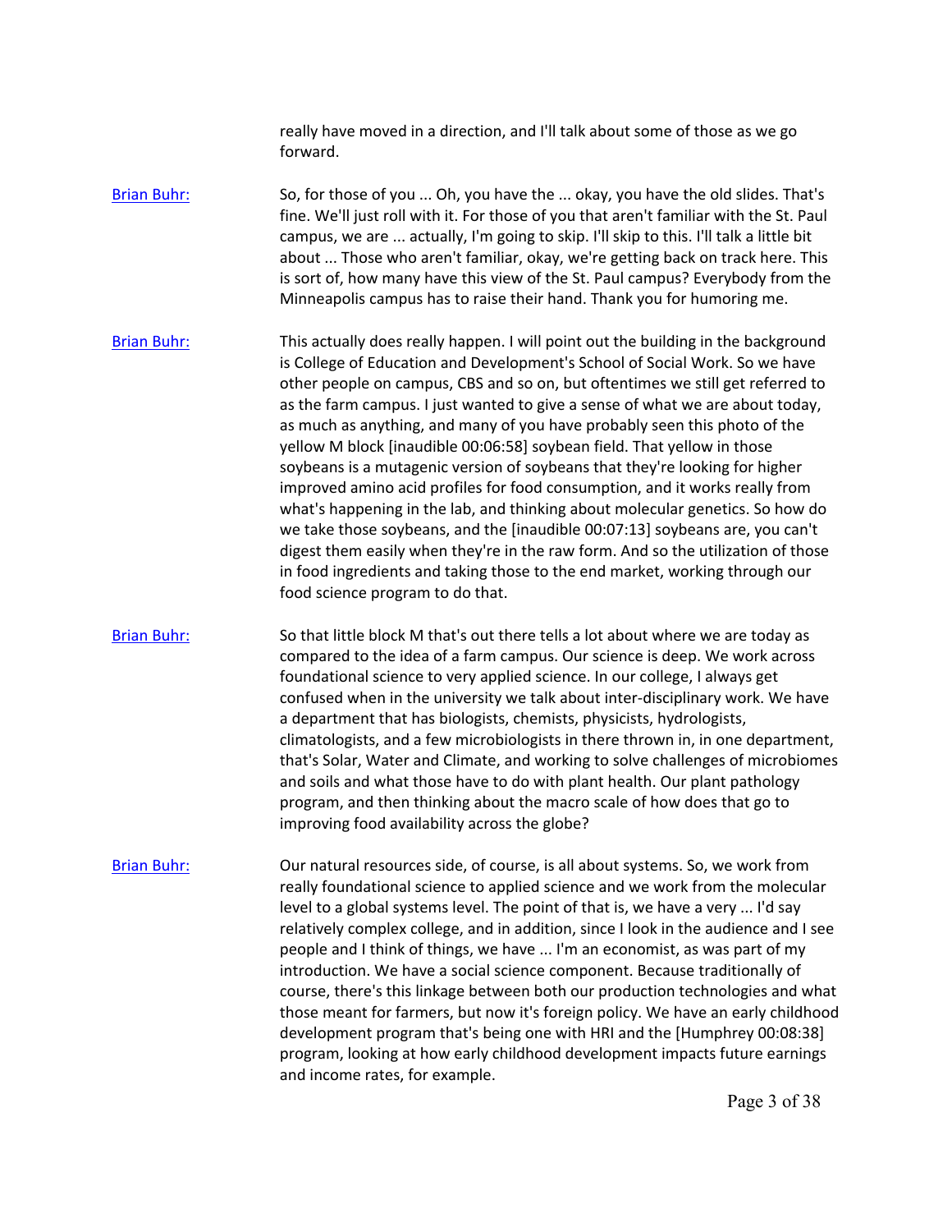really have moved in a direction, and I'll talk about some of those as we go forward.

Brian Buhr: So, for those of you ... Oh, you have the ... okay, you have the old slides. That's fine. We'll just roll with it. For those of you that aren't familiar with the St. Paul campus, we are ... actually, I'm going to skip. I'll skip to this. I'll talk a little bit about ... Those who aren't familiar, okay, we're getting back on track here. This is sort of, how many have this view of the St. Paul campus? Everybody from the Minneapolis campus has to raise their hand. Thank you for humoring me.

Brian Buhr: This actually does really happen. I will point out the building in the background is College of Education and Development's School of Social Work. So we have other people on campus, CBS and so on, but oftentimes we still get referred to as the farm campus. I just wanted to give a sense of what we are about today, as much as anything, and many of you have probably seen this photo of the yellow M block [inaudible 00:06:58] soybean field. That yellow in those soybeans is a mutagenic version of soybeans that they're looking for higher improved amino acid profiles for food consumption, and it works really from what's happening in the lab, and thinking about molecular genetics. So how do we take those soybeans, and the [inaudible 00:07:13] soybeans are, you can't digest them easily when they're in the raw form. And so the utilization of those in food ingredients and taking those to the end market, working through our food science program to do that.

Brian Buhr: So that little block M that's out there tells a lot about where we are today as compared to the idea of a farm campus. Our science is deep. We work across foundational science to very applied science. In our college, I always get confused when in the university we talk about inter-disciplinary work. We have a department that has biologists, chemists, physicists, hydrologists, climatologists, and a few microbiologists in there thrown in, in one department, that's Solar, Water and Climate, and working to solve challenges of microbiomes and soils and what those have to do with plant health. Our plant pathology program, and then thinking about the macro scale of how does that go to improving food availability across the globe?

Brian Buhr: Our natural resources side, of course, is all about systems. So, we work from really foundational science to applied science and we work from the molecular level to a global systems level. The point of that is, we have a very ... I'd say relatively complex college, and in addition, since I look in the audience and I see people and I think of things, we have ... I'm an economist, as was part of my introduction. We have a social science component. Because traditionally of course, there's this linkage between both our production technologies and what those meant for farmers, but now it's foreign policy. We have an early childhood development program that's being one with HRI and the [Humphrey 00:08:38] program, looking at how early childhood development impacts future earnings and income rates, for example.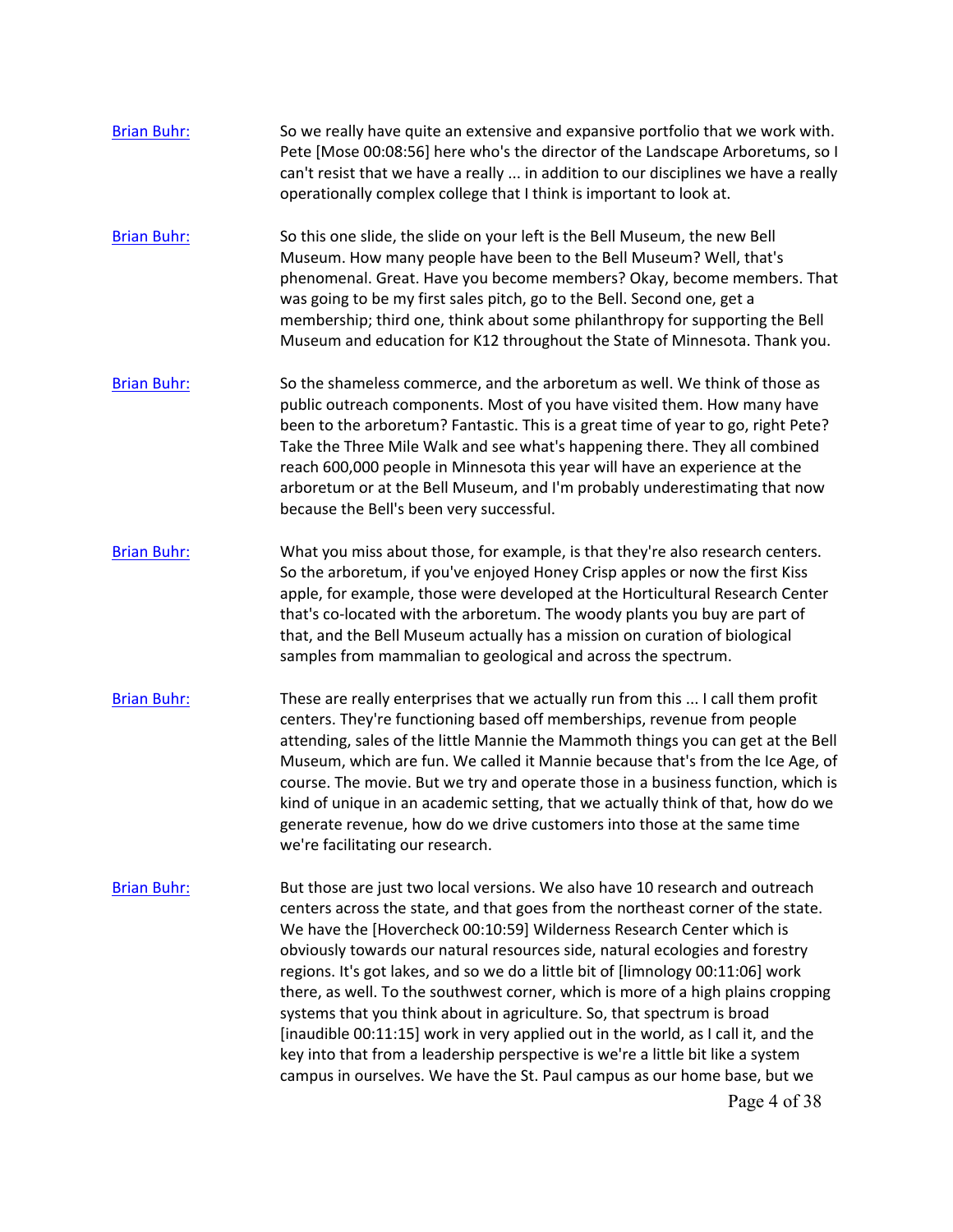Brian Buhr: So we really have quite an extensive and expansive portfolio that we work with. Pete [Mose 00:08:56] here who's the director of the Landscape Arboretums, so I can't resist that we have a really ... in addition to our disciplines we have a really operationally complex college that I think is important to look at.

Brian Buhr: So this one slide, the slide on your left is the Bell Museum, the new Bell Museum. How many people have been to the Bell Museum? Well, that's phenomenal. Great. Have you become members? Okay, become members. That was going to be my first sales pitch, go to the Bell. Second one, get a membership; third one, think about some philanthropy for supporting the Bell Museum and education for K12 throughout the State of Minnesota. Thank you.

Brian Buhr: So the shameless commerce, and the arboretum as well. We think of those as public outreach components. Most of you have visited them. How many have been to the arboretum? Fantastic. This is a great time of year to go, right Pete? Take the Three Mile Walk and see what's happening there. They all combined reach 600,000 people in Minnesota this year will have an experience at the arboretum or at the Bell Museum, and I'm probably underestimating that now because the Bell's been very successful.

Brian Buhr: What you miss about those, for example, is that they're also research centers. So the arboretum, if you've enjoyed Honey Crisp apples or now the first Kiss apple, for example, those were developed at the Horticultural Research Center that's co-located with the arboretum. The woody plants you buy are part of that, and the Bell Museum actually has a mission on curation of biological samples from mammalian to geological and across the spectrum.

Brian Buhr: These are really enterprises that we actually run from this ... I call them profit centers. They're functioning based off memberships, revenue from people attending, sales of the little Mannie the Mammoth things you can get at the Bell Museum, which are fun. We called it Mannie because that's from the Ice Age, of course. The movie. But we try and operate those in a business function, which is kind of unique in an academic setting, that we actually think of that, how do we generate revenue, how do we drive customers into those at the same time we're facilitating our research.

Brian Buhr: But those are just two local versions. We also have 10 research and outreach centers across the state, and that goes from the northeast corner of the state. We have the [Hovercheck 00:10:59] Wilderness Research Center which is obviously towards our natural resources side, natural ecologies and forestry regions. It's got lakes, and so we do a little bit of [limnology 00:11:06] work there, as well. To the southwest corner, which is more of a high plains cropping systems that you think about in agriculture. So, that spectrum is broad [inaudible 00:11:15] work in very applied out in the world, as I call it, and the key into that from a leadership perspective is we're a little bit like a system campus in ourselves. We have the St. Paul campus as our home base, but we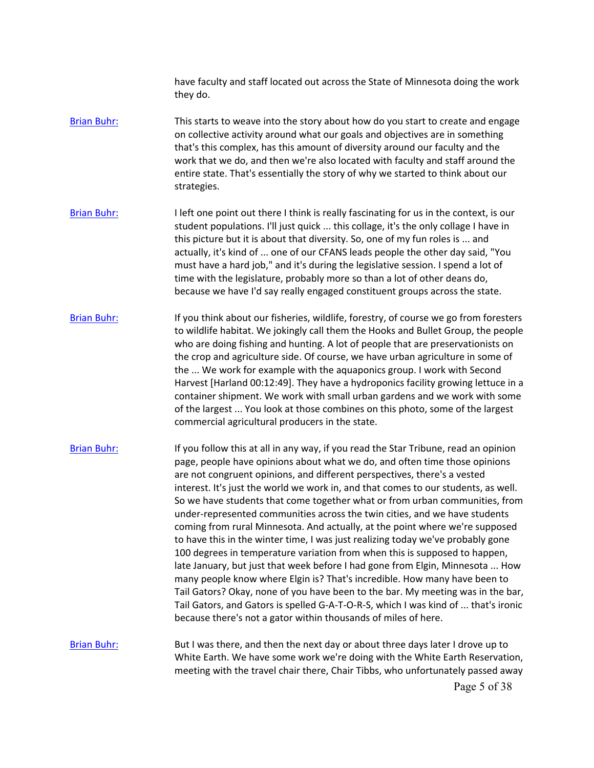have faculty and staff located out across the State of Minnesota doing the work they do.

Brian Buhr: This starts to weave into the story about how do you start to create and engage on collective activity around what our goals and objectives are in something that's this complex, has this amount of diversity around our faculty and the work that we do, and then we're also located with faculty and staff around the entire state. That's essentially the story of why we started to think about our strategies.

Brian Buhr: I left one point out there I think is really fascinating for us in the context, is our student populations. I'll just quick ... this collage, it's the only collage I have in this picture but it is about that diversity. So, one of my fun roles is ... and actually, it's kind of ... one of our CFANS leads people the other day said, "You must have a hard job," and it's during the legislative session. I spend a lot of time with the legislature, probably more so than a lot of other deans do, because we have I'd say really engaged constituent groups across the state.

Brian Buhr: If you think about our fisheries, wildlife, forestry, of course we go from foresters to wildlife habitat. We jokingly call them the Hooks and Bullet Group, the people who are doing fishing and hunting. A lot of people that are preservationists on the crop and agriculture side. Of course, we have urban agriculture in some of the ... We work for example with the aquaponics group. I work with Second Harvest [Harland 00:12:49]. They have a hydroponics facility growing lettuce in a container shipment. We work with small urban gardens and we work with some of the largest ... You look at those combines on this photo, some of the largest commercial agricultural producers in the state.

Brian Buhr: If you follow this at all in any way, if you read the Star Tribune, read an opinion page, people have opinions about what we do, and often time those opinions are not congruent opinions, and different perspectives, there's a vested interest. It's just the world we work in, and that comes to our students, as well. So we have students that come together what or from urban communities, from under-represented communities across the twin cities, and we have students coming from rural Minnesota. And actually, at the point where we're supposed to have this in the winter time, I was just realizing today we've probably gone 100 degrees in temperature variation from when this is supposed to happen, late January, but just that week before I had gone from Elgin, Minnesota ... How many people know where Elgin is? That's incredible. How many have been to Tail Gators? Okay, none of you have been to the bar. My meeting was in the bar, Tail Gators, and Gators is spelled G-A-T-O-R-S, which I was kind of ... that's ironic because there's not a gator within thousands of miles of here.

Brian Buhr: But I was there, and then the next day or about three days later I drove up to White Earth. We have some work we're doing with the White Earth Reservation, meeting with the travel chair there, Chair Tibbs, who unfortunately passed away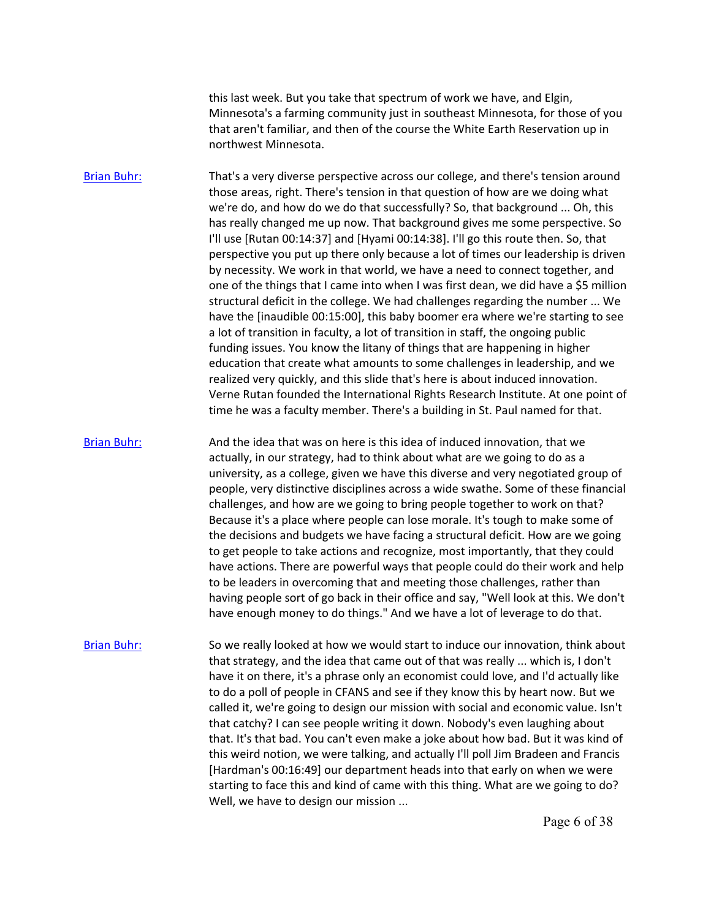this last week. But you take that spectrum of work we have, and Elgin, Minnesota's a farming community just in southeast Minnesota, for those of you that aren't familiar, and then of the course the White Earth Reservation up in northwest Minnesota.

Brian Buhr: That's a very diverse perspective across our college, and there's tension around those areas, right. There's tension in that question of how are we doing what we're do, and how do we do that successfully? So, that background ... Oh, this has really changed me up now. That background gives me some perspective. So I'll use [Rutan 00:14:37] and [Hyami 00:14:38]. I'll go this route then. So, that perspective you put up there only because a lot of times our leadership is driven by necessity. We work in that world, we have a need to connect together, and one of the things that I came into when I was first dean, we did have a $5 million structural deficit in the college. We had challenges regarding the number ... We have the [inaudible 00:15:00], this baby boomer era where we're starting to see a lot of transition in faculty, a lot of transition in staff, the ongoing public funding issues. You know the litany of things that are happening in higher education that create what amounts to some challenges in leadership, and we realized very quickly, and this slide that's here is about induced innovation. Verne Rutan founded the International Rights Research Institute. At one point of time he was a faculty member. There's a building in St. Paul named for that.

Brian Buhr: And the idea that was on here is this idea of induced innovation, that we actually, in our strategy, had to think about what are we going to do as a university, as a college, given we have this diverse and very negotiated group of people, very distinctive disciplines across a wide swathe. Some of these financial challenges, and how are we going to bring people together to work on that? Because it's a place where people can lose morale. It's tough to make some of the decisions and budgets we have facing a structural deficit. How are we going to get people to take actions and recognize, most importantly, that they could have actions. There are powerful ways that people could do their work and help to be leaders in overcoming that and meeting those challenges, rather than having people sort of go back in their office and say, "Well look at this. We don't have enough money to do things." And we have a lot of leverage to do that.

Brian Buhr: So we really looked at how we would start to induce our innovation, think about that strategy, and the idea that came out of that was really ... which is, I don't have it on there, it's a phrase only an economist could love, and I'd actually like to do a poll of people in CFANS and see if they know this by heart now. But we called it, we're going to design our mission with social and economic value. Isn't that catchy? I can see people writing it down. Nobody's even laughing about that. It's that bad. You can't even make a joke about how bad. But it was kind of this weird notion, we were talking, and actually I'll poll Jim Bradeen and Francis [Hardman's 00:16:49] our department heads into that early on when we were starting to face this and kind of came with this thing. What are we going to do? Well, we have to design our mission ...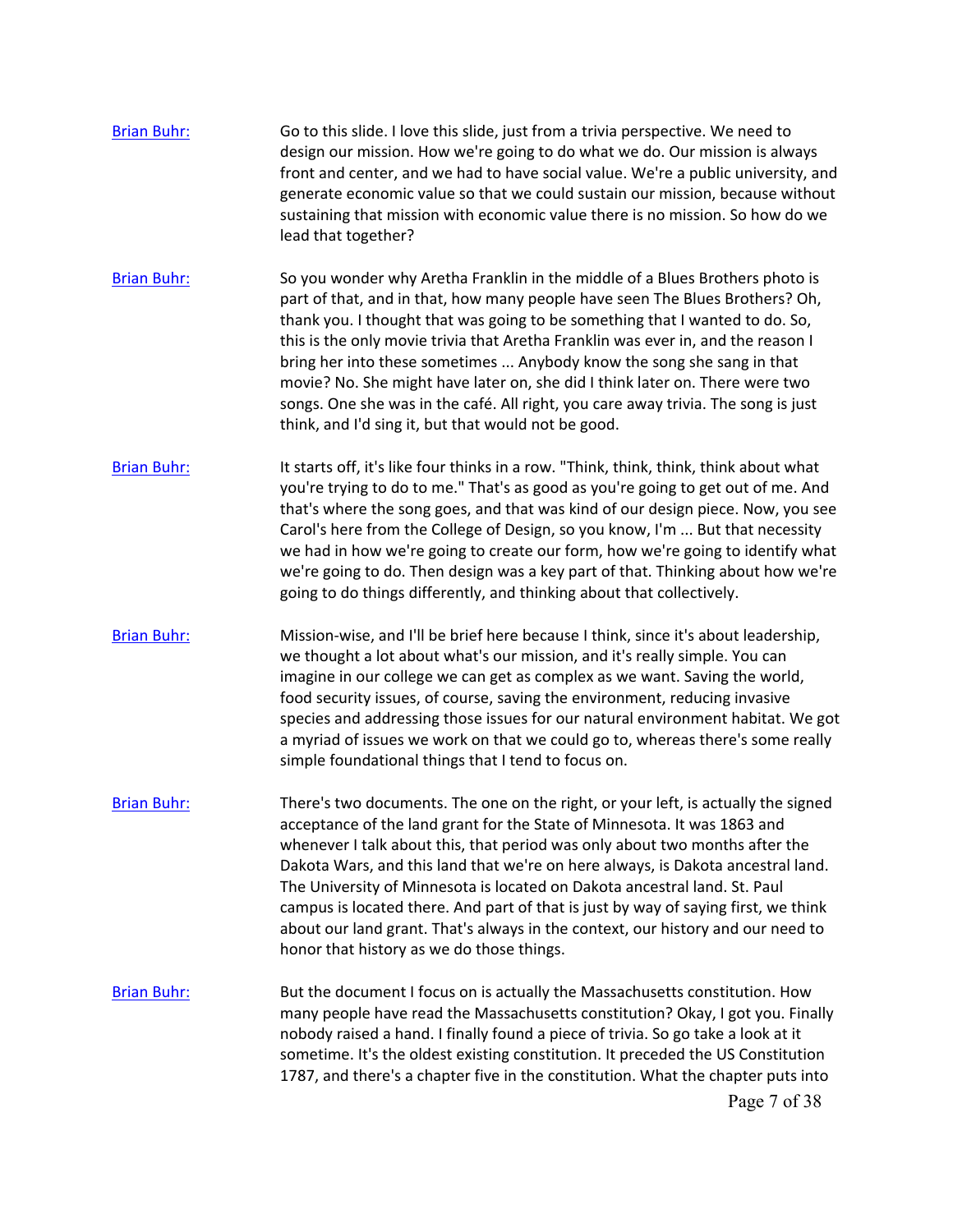Brian Buhr: Go to this slide. I love this slide, just from a trivia perspective. We need to design our mission. How we're going to do what we do. Our mission is always front and center, and we had to have social value. We're a public university, and generate economic value so that we could sustain our mission, because without sustaining that mission with economic value there is no mission. So how do we lead that together?

Brian Buhr: So you wonder why Aretha Franklin in the middle of a Blues Brothers photo is part of that, and in that, how many people have seen The Blues Brothers? Oh, thank you. I thought that was going to be something that I wanted to do. So, this is the only movie trivia that Aretha Franklin was ever in, and the reason I bring her into these sometimes ... Anybody know the song she sang in that movie? No. She might have later on, she did I think later on. There were two songs. One she was in the café. All right, you care away trivia. The song is just think, and I'd sing it, but that would not be good.

Brian Buhr: It starts off, it's like four thinks in a row. "Think, think, think, think about what you're trying to do to me." That's as good as you're going to get out of me. And that's where the song goes, and that was kind of our design piece. Now, you see Carol's here from the College of Design, so you know, I'm ... But that necessity we had in how we're going to create our form, how we're going to identify what we're going to do. Then design was a key part of that. Thinking about how we're going to do things differently, and thinking about that collectively.

Brian Buhr: Mission-wise, and I'll be brief here because I think, since it's about leadership, we thought a lot about what's our mission, and it's really simple. You can imagine in our college we can get as complex as we want. Saving the world, food security issues, of course, saving the environment, reducing invasive species and addressing those issues for our natural environment habitat. We got a myriad of issues we work on that we could go to, whereas there's some really simple foundational things that I tend to focus on.

Brian Buhr: There's two documents. The one on the right, or your left, is actually the signed acceptance of the land grant for the State of Minnesota. It was 1863 and whenever I talk about this, that period was only about two months after the Dakota Wars, and this land that we're on here always, is Dakota ancestral land. The University of Minnesota is located on Dakota ancestral land. St. Paul campus is located there. And part of that is just by way of saying first, we think about our land grant. That's always in the context, our history and our need to honor that history as we do those things.

Brian Buhr: But the document I focus on is actually the Massachusetts constitution. How many people have read the Massachusetts constitution? Okay, I got you. Finally nobody raised a hand. I finally found a piece of trivia. So go take a look at it sometime. It's the oldest existing constitution. It preceded the US Constitution 1787, and there's a chapter five in the constitution. What the chapter puts into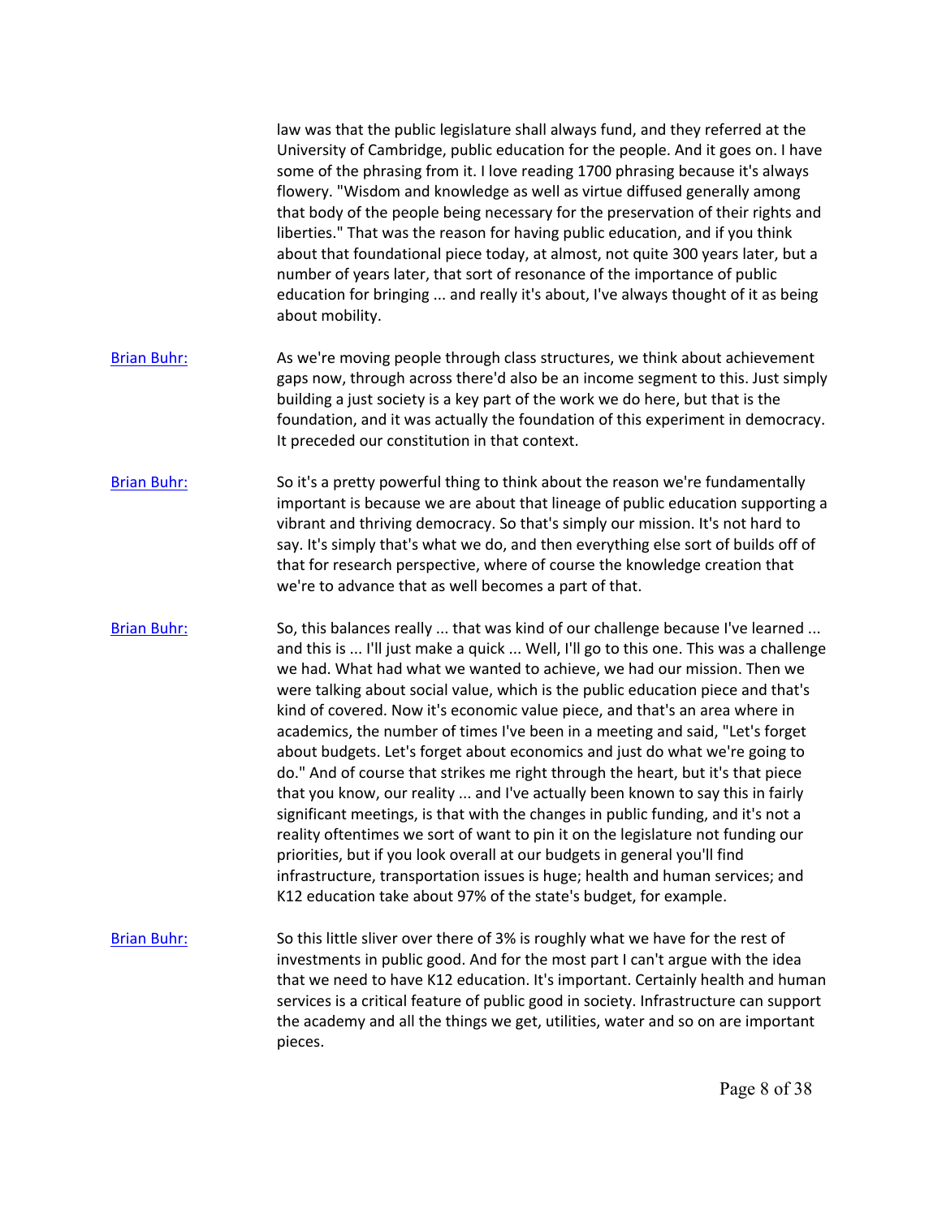law was that the public legislature shall always fund, and they referred at the University of Cambridge, public education for the people. And it goes on. I have some of the phrasing from it. I love reading 1700 phrasing because it's always flowery. "Wisdom and knowledge as well as virtue diffused generally among that body of the people being necessary for the preservation of their rights and liberties." That was the reason for having public education, and if you think about that foundational piece today, at almost, not quite 300 years later, but a number of years later, that sort of resonance of the importance of public education for bringing ... and really it's about, I've always thought of it as being about mobility.

Brian Buhr: As we're moving people through class structures, we think about achievement gaps now, through across there'd also be an income segment to this. Just simply building a just society is a key part of the work we do here, but that is the foundation, and it was actually the foundation of this experiment in democracy. It preceded our constitution in that context.

Brian Buhr: So it's a pretty powerful thing to think about the reason we're fundamentally important is because we are about that lineage of public education supporting a vibrant and thriving democracy. So that's simply our mission. It's not hard to say. It's simply that's what we do, and then everything else sort of builds off of that for research perspective, where of course the knowledge creation that we're to advance that as well becomes a part of that.

Brian Buhr: So, this balances really ... that was kind of our challenge because I've learned ... and this is ... I'll just make a quick ... Well, I'll go to this one. This was a challenge we had. What had what we wanted to achieve, we had our mission. Then we were talking about social value, which is the public education piece and that's kind of covered. Now it's economic value piece, and that's an area where in academics, the number of times I've been in a meeting and said, "Let's forget about budgets. Let's forget about economics and just do what we're going to do." And of course that strikes me right through the heart, but it's that piece that you know, our reality ... and I've actually been known to say this in fairly significant meetings, is that with the changes in public funding, and it's not a reality oftentimes we sort of want to pin it on the legislature not funding our priorities, but if you look overall at our budgets in general you'll find infrastructure, transportation issues is huge; health and human services; and K12 education take about 97% of the state's budget, for example.

Brian Buhr: So this little sliver over there of 3% is roughly what we have for the rest of investments in public good. And for the most part I can't argue with the idea that we need to have K12 education. It's important. Certainly health and human services is a critical feature of public good in society. Infrastructure can support the academy and all the things we get, utilities, water and so on are important pieces.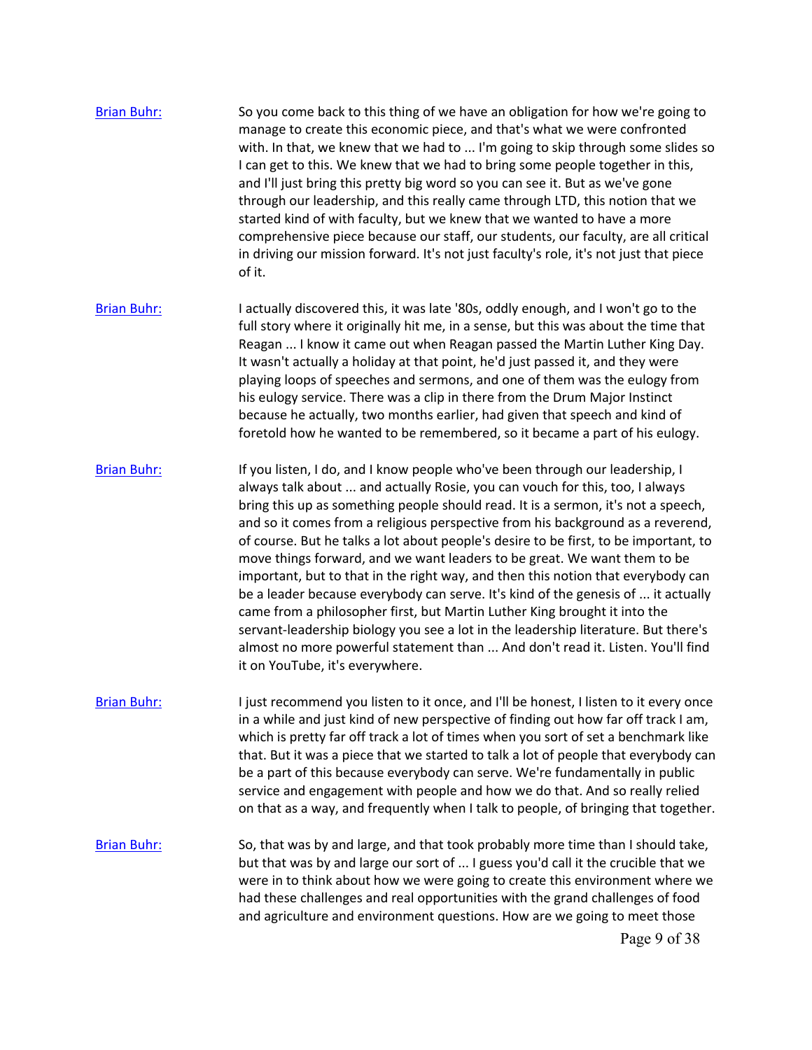**Brian Buhr:** So you come back to this thing of we have an obligation for how we're going to manage to create this economic piece, and that's what we were confronted with. In that, we knew that we had to ... I'm going to skip through some slides so I can get to this. We knew that we had to bring some people together in this, and I'll just bring this pretty big word so you can see it. But as we've gone through our leadership, and this really came through LTD, this notion that we started kind of with faculty, but we knew that we wanted to have a more comprehensive piece because our staff, our students, our faculty, are all critical in driving our mission forward. It's not just faculty's role, it's not just that piece of it.

**Brian Buhr:** I actually discovered this, it was late '80s, oddly enough, and I won't go to the full story where it originally hit me, in a sense, but this was about the time that Reagan ... I know it came out when Reagan passed the Martin Luther King Day. It wasn't actually a holiday at that point, he'd just passed it, and they were playing loops of speeches and sermons, and one of them was the eulogy from his eulogy service. There was a clip in there from the Drum Major Instinct because he actually, two months earlier, had given that speech and kind of foretold how he wanted to be remembered, so it became a part of his eulogy.

**Brian Buhr:** If you listen, I do, and I know people who've been through our leadership, I always talk about ... and actually Rosie, you can vouch for this, too, I always bring this up as something people should read. It is a sermon, it's not a speech, and so it comes from a religious perspective from his background as a reverend, of course. But he talks a lot about people's desire to be first, to be important, to move things forward, and we want leaders to be great. We want them to be important, but to that in the right way, and then this notion that everybody can be a leader because everybody can serve. It's kind of the genesis of ... it actually came from a philosopher first, but Martin Luther King brought it into the servant-leadership biology you see a lot in the leadership literature. But there's almost no more powerful statement than ... And don't read it. Listen. You'll find it on YouTube, it's everywhere.

**Brian Buhr:** I just recommend you listen to it once, and I'll be honest, I listen to it every once in a while and just kind of new perspective of finding out how far off track I am, which is pretty far off track a lot of times when you sort of set a benchmark like that. But it was a piece that we started to talk a lot of people that everybody can be a part of this because everybody can serve. We're fundamentally in public service and engagement with people and how we do that. And so really relied on that as a way, and frequently when I talk to people, of bringing that together.

**Brian Buhr:** So, that was by and large, and that took probably more time than I should take, but that was by and large our sort of ... I guess you'd call it the crucible that we were in to think about how we were going to create this environment where we had these challenges and real opportunities with the grand challenges of food and agriculture and environment questions. How are we going to meet those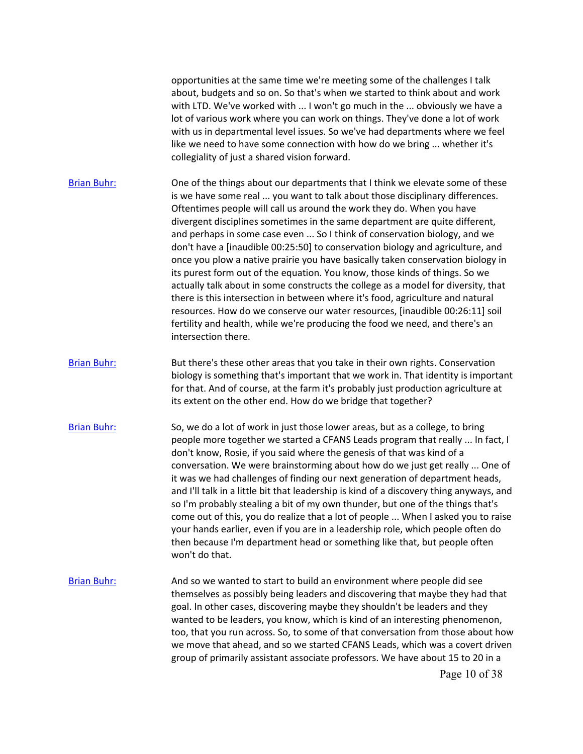opportunities at the same time we're meeting some of the challenges I talk about, budgets and so on. So that's when we started to think about and work with LTD. We've worked with ... I won't go much in the ... obviously we have a lot of various work where you can work on things. They've done a lot of work with us in departmental level issues. So we've had departments where we feel like we need to have some connection with how do we bring ... whether it's collegiality of just a shared vision forward.

**Brian Buhr:** One of the things about our departments that I think we elevate some of these is we have some real ... you want to talk about those disciplinary differences. Oftentimes people will call us around the work they do. When you have divergent disciplines sometimes in the same department are quite different, and perhaps in some case even ... So I think of conservation biology, and we don't have a [inaudible 00:25:50] to conservation biology and agriculture, and once you plow a native prairie you have basically taken conservation biology in its purest form out of the equation. You know, those kinds of things. So we actually talk about in some constructs the college as a model for diversity, that there is this intersection in between where it's food, agriculture and natural resources. How do we conserve our water resources, [inaudible 00:26:11] soil fertility and health, while we're producing the food we need, and there's an intersection there.

**Brian Buhr:** But there's these other areas that you take in their own rights. Conservation biology is something that's important that we work in. That identity is important for that. And of course, at the farm it's probably just production agriculture at its extent on the other end. How do we bridge that together?

**Brian Buhr:** So, we do a lot of work in just those lower areas, but as a college, to bring people more together we started a CFANS Leads program that really ... In fact, I don't know, Rosie, if you said where the genesis of that was kind of a conversation. We were brainstorming about how do we just get really ... One of it was we had challenges of finding our next generation of department heads, and I'll talk in a little bit that leadership is kind of a discovery thing anyways, and so I'm probably stealing a bit of my own thunder, but one of the things that's come out of this, you do realize that a lot of people ... When I asked you to raise your hands earlier, even if you are in a leadership role, which people often do then because I'm department head or something like that, but people often won't do that.

**Brian Buhr:** And so we wanted to start to build an environment where people did see themselves as possibly being leaders and discovering that maybe they had that goal. In other cases, discovering maybe they shouldn't be leaders and they wanted to be leaders, you know, which is kind of an interesting phenomenon, too, that you run across. So, to some of that conversation from those about how we move that ahead, and so we started CFANS Leads, which was a covert driven group of primarily assistant associate professors. We have about 15 to 20 in a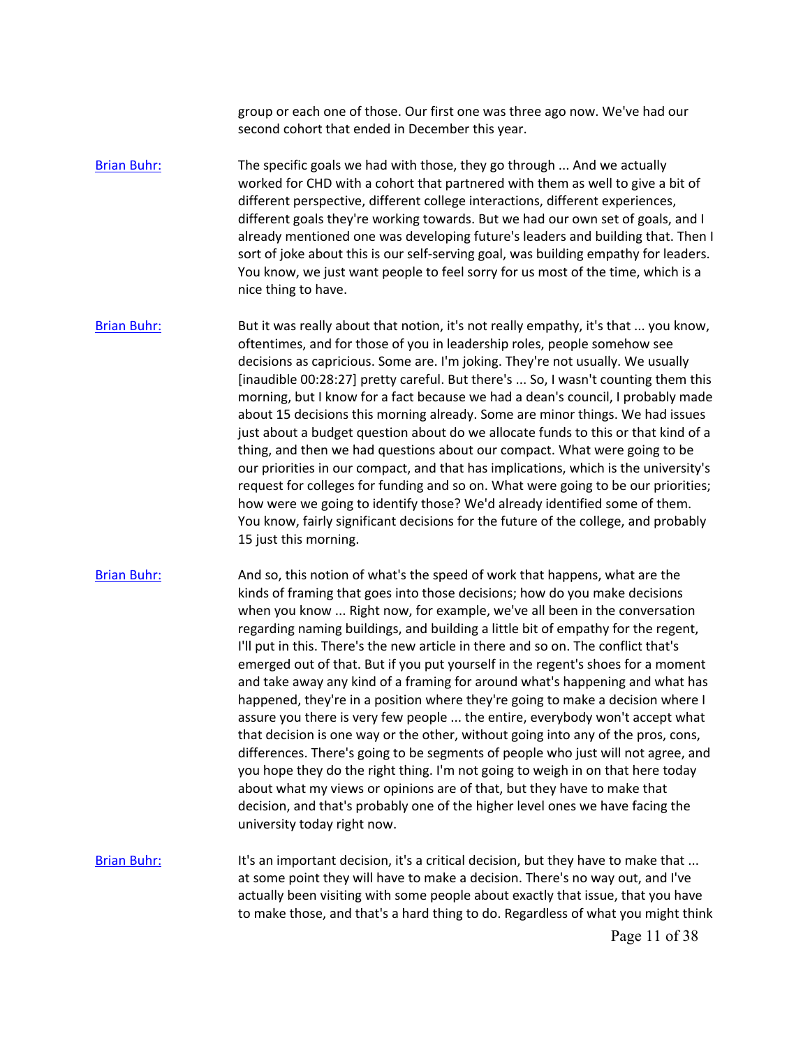group or each one of those. Our first one was three ago now. We've had our second cohort that ended in December this year.

Brian Buhr: The specific goals we had with those, they go through ... And we actually worked for CHD with a cohort that partnered with them as well to give a bit of different perspective, different college interactions, different experiences, different goals they're working towards. But we had our own set of goals, and I already mentioned one was developing future's leaders and building that. Then I sort of joke about this is our self-serving goal, was building empathy for leaders. You know, we just want people to feel sorry for us most of the time, which is a nice thing to have.

Brian Buhr: But it was really about that notion, it's not really empathy, it's that ... you know, oftentimes, and for those of you in leadership roles, people somehow see decisions as capricious. Some are. I'm joking. They're not usually. We usually [inaudible 00:28:27] pretty careful. But there's ... So, I wasn't counting them this morning, but I know for a fact because we had a dean's council, I probably made about 15 decisions this morning already. Some are minor things. We had issues just about a budget question about do we allocate funds to this or that kind of a thing, and then we had questions about our compact. What were going to be our priorities in our compact, and that has implications, which is the university's request for colleges for funding and so on. What were going to be our priorities; how were we going to identify those? We'd already identified some of them. You know, fairly significant decisions for the future of the college, and probably 15 just this morning.

Brian Buhr: And so, this notion of what's the speed of work that happens, what are the kinds of framing that goes into those decisions; how do you make decisions when you know ... Right now, for example, we've all been in the conversation regarding naming buildings, and building a little bit of empathy for the regent, I'll put in this. There's the new article in there and so on. The conflict that's emerged out of that. But if you put yourself in the regent's shoes for a moment and take away any kind of a framing for around what's happening and what has happened, they're in a position where they're going to make a decision where I assure you there is very few people ... the entire, everybody won't accept what that decision is one way or the other, without going into any of the pros, cons, differences. There's going to be segments of people who just will not agree, and you hope they do the right thing. I'm not going to weigh in on that here today about what my views or opinions are of that, but they have to make that decision, and that's probably one of the higher level ones we have facing the university today right now.

Brian Buhr: It's an important decision, it's a critical decision, but they have to make that ... at some point they will have to make a decision. There's no way out, and I've actually been visiting with some people about exactly that issue, that you have to make those, and that's a hard thing to do. Regardless of what you might think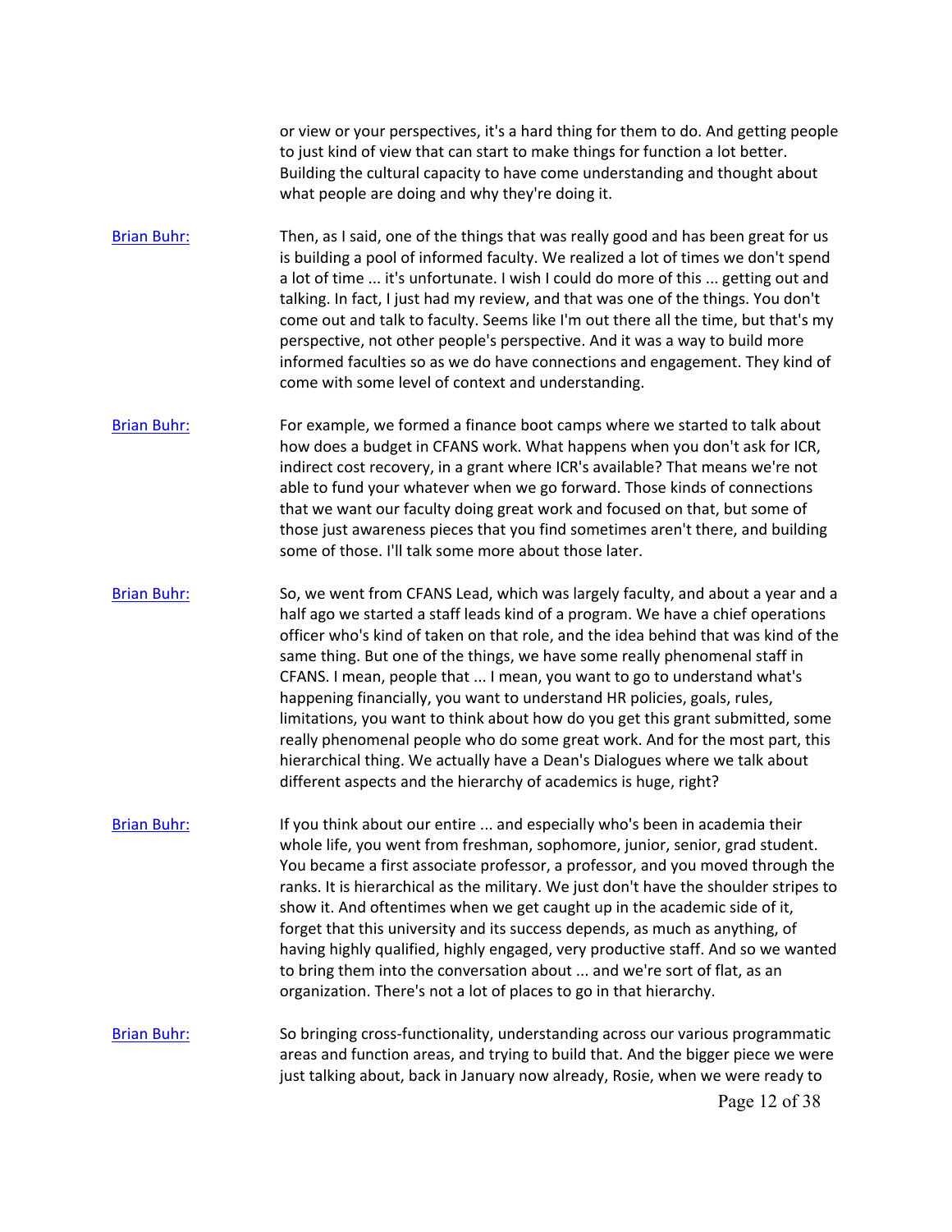or view or your perspectives, it's a hard thing for them to do. And getting people to just kind of view that can start to make things for function a lot better. Building the cultural capacity to have come understanding and thought about what people are doing and why they're doing it.

[Brian Buhr:] Then, as I said, one of the things that was really good and has been great for us is building a pool of informed faculty. We realized a lot of times we don't spend a lot of time ... it's unfortunate. I wish I could do more of this ... getting out and talking. In fact, I just had my review, and that was one of the things. You don't come out and talk to faculty. Seems like I'm out there all the time, but that's my perspective, not other people's perspective. And it was a way to build more informed faculties so as we do have connections and engagement. They kind of come with some level of context and understanding.

[Brian Buhr:] For example, we formed a finance boot camps where we started to talk about how does a budget in CFANS work. What happens when you don't ask for ICR, indirect cost recovery, in a grant where ICR's available? That means we're not able to fund your whatever when we go forward. Those kinds of connections that we want our faculty doing great work and focused on that, but some of those just awareness pieces that you find sometimes aren't there, and building some of those. I'll talk some more about those later.

[Brian Buhr:] So, we went from CFANS Lead, which was largely faculty, and about a year and a half ago we started a staff leads kind of a program. We have a chief operations officer who's kind of taken on that role, and the idea behind that was kind of the same thing. But one of the things, we have some really phenomenal staff in CFANS. I mean, people that ... I mean, you want to go to understand what's happening financially, you want to understand HR policies, goals, rules, limitations, you want to think about how do you get this grant submitted, some really phenomenal people who do some great work. And for the most part, this hierarchical thing. We actually have a Dean's Dialogues where we talk about different aspects and the hierarchy of academics is huge, right?

[Brian Buhr:] If you think about our entire ... and especially who's been in academia their whole life, you went from freshman, sophomore, junior, senior, grad student. You became a first associate professor, a professor, and you moved through the ranks. It is hierarchical as the military. We just don't have the shoulder stripes to show it. And oftentimes when we get caught up in the academic side of it, forget that this university and its success depends, as much as anything, of having highly qualified, highly engaged, very productive staff. And so we wanted to bring them into the conversation about ... and we're sort of flat, as an organization. There's not a lot of places to go in that hierarchy.

[Brian Buhr:] So bringing cross-functionality, understanding across our various programmatic areas and function areas, and trying to build that. And the bigger piece we were just talking about, back in January now already, Rosie, when we were ready to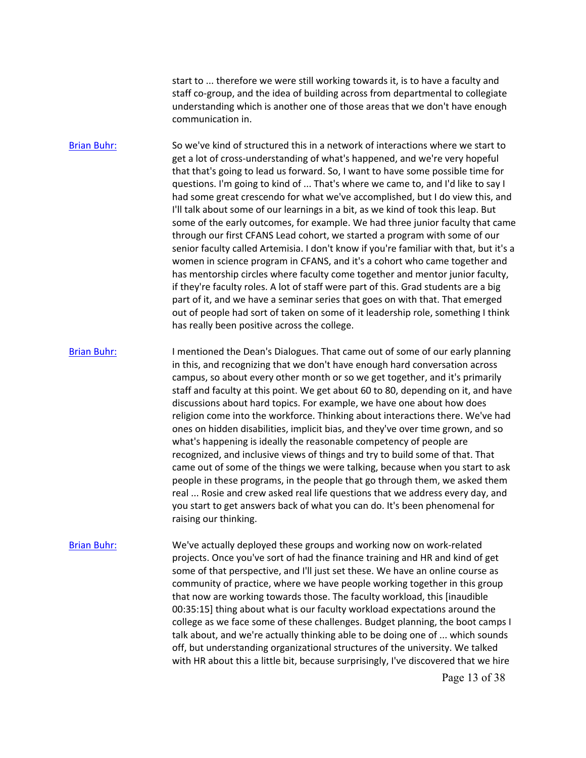start to ... therefore we were still working towards it, is to have a faculty and staff co-group, and the idea of building across from departmental to collegiate understanding which is another one of those areas that we don't have enough communication in.

Brian Buhr: So we've kind of structured this in a network of interactions where we start to get a lot of cross-understanding of what's happened, and we're very hopeful that that's going to lead us forward. So, I want to have some possible time for questions. I'm going to kind of ... That's where we came to, and I'd like to say I had some great crescendo for what we've accomplished, but I do view this, and I'll talk about some of our learnings in a bit, as we kind of took this leap. But some of the early outcomes, for example. We had three junior faculty that came through our first CFANS Lead cohort, we started a program with some of our senior faculty called Artemisia. I don't know if you're familiar with that, but it's a women in science program in CFANS, and it's a cohort who came together and has mentorship circles where faculty come together and mentor junior faculty, if they're faculty roles. A lot of staff were part of this. Grad students are a big part of it, and we have a seminar series that goes on with that. That emerged out of people had sort of taken on some of it leadership role, something I think has really been positive across the college.

Brian Buhr: I mentioned the Dean's Dialogues. That came out of some of our early planning in this, and recognizing that we don't have enough hard conversation across campus, so about every other month or so we get together, and it's primarily staff and faculty at this point. We get about 60 to 80, depending on it, and have discussions about hard topics. For example, we have one about how does religion come into the workforce. Thinking about interactions there. We've had ones on hidden disabilities, implicit bias, and they've over time grown, and so what's happening is ideally the reasonable competency of people are recognized, and inclusive views of things and try to build some of that. That came out of some of the things we were talking, because when you start to ask people in these programs, in the people that go through them, we asked them real ... Rosie and crew asked real life questions that we address every day, and you start to get answers back of what you can do. It's been phenomenal for raising our thinking.

Brian Buhr: We've actually deployed these groups and working now on work-related projects. Once you've sort of had the finance training and HR and kind of get some of that perspective, and I'll just set these. We have an online course as community of practice, where we have people working together in this group that now are working towards those. The faculty workload, this [inaudible 00:35:15] thing about what is our faculty workload expectations around the college as we face some of these challenges. Budget planning, the boot camps I talk about, and we're actually thinking able to be doing one of ... which sounds off, but understanding organizational structures of the university. We talked with HR about this a little bit, because surprisingly, I've discovered that we hire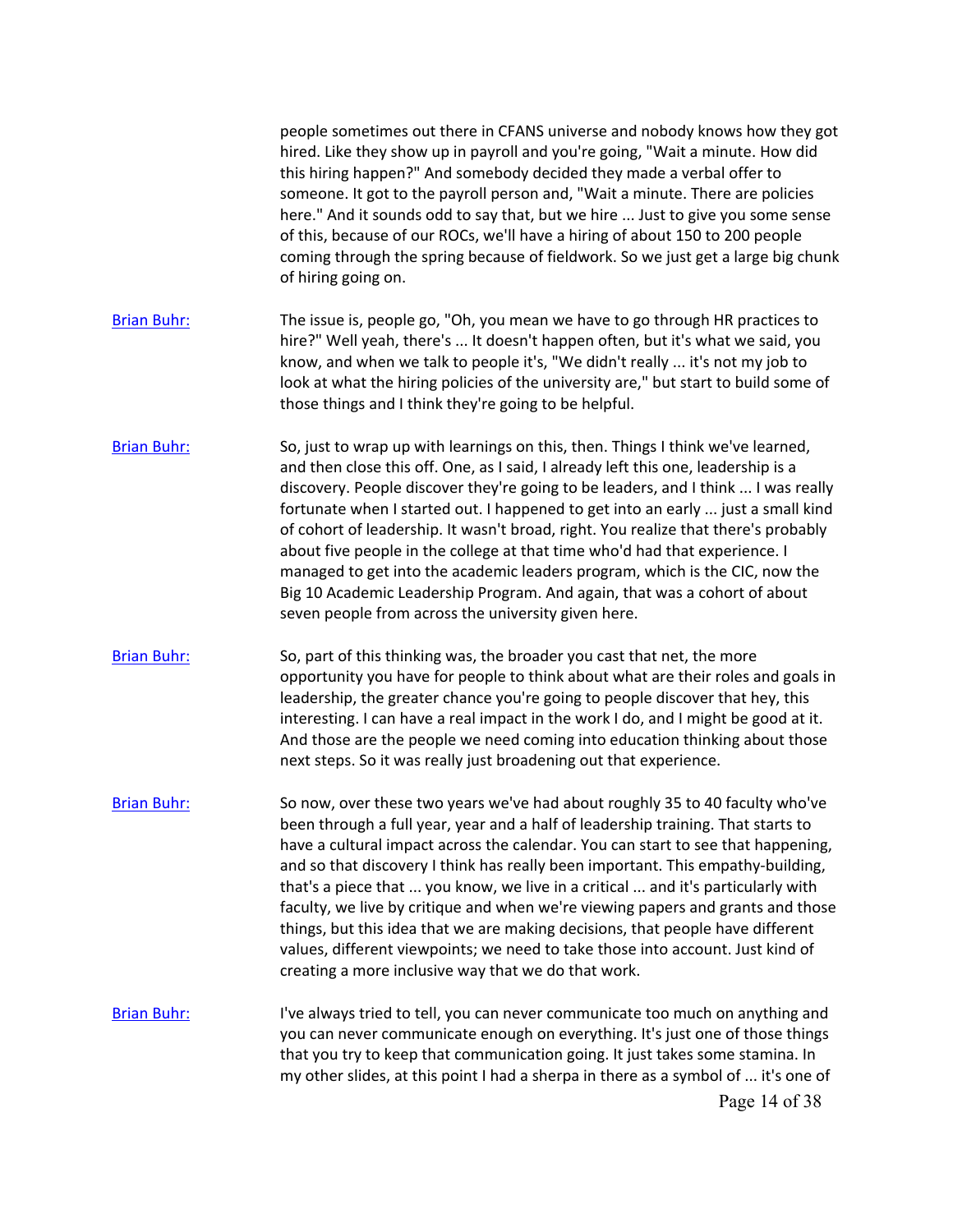people sometimes out there in CFANS universe and nobody knows how they got hired. Like they show up in payroll and you're going, "Wait a minute. How did this hiring happen?" And somebody decided they made a verbal offer to someone. It got to the payroll person and, "Wait a minute. There are policies here." And it sounds odd to say that, but we hire ... Just to give you some sense of this, because of our ROCs, we'll have a hiring of about 150 to 200 people coming through the spring because of fieldwork. So we just get a large big chunk of hiring going on.

Brian Buhr: The issue is, people go, "Oh, you mean we have to go through HR practices to hire?" Well yeah, there's ... It doesn't happen often, but it's what we said, you know, and when we talk to people it's, "We didn't really ... it's not my job to look at what the hiring policies of the university are," but start to build some of those things and I think they're going to be helpful.

Brian Buhr: So, just to wrap up with learnings on this, then. Things I think we've learned, and then close this off. One, as I said, I already left this one, leadership is a discovery. People discover they're going to be leaders, and I think ... I was really fortunate when I started out. I happened to get into an early ... just a small kind of cohort of leadership. It wasn't broad, right. You realize that there's probably about five people in the college at that time who'd had that experience. I managed to get into the academic leaders program, which is the CIC, now the Big 10 Academic Leadership Program. And again, that was a cohort of about seven people from across the university given here.

Brian Buhr: So, part of this thinking was, the broader you cast that net, the more opportunity you have for people to think about what are their roles and goals in leadership, the greater chance you're going to people discover that hey, this interesting. I can have a real impact in the work I do, and I might be good at it. And those are the people we need coming into education thinking about those next steps. So it was really just broadening out that experience.

Brian Buhr: So now, over these two years we've had about roughly 35 to 40 faculty who've been through a full year, year and a half of leadership training. That starts to have a cultural impact across the calendar. You can start to see that happening, and so that discovery I think has really been important. This empathy-building, that's a piece that ... you know, we live in a critical ... and it's particularly with faculty, we live by critique and when we're viewing papers and grants and those things, but this idea that we are making decisions, that people have different values, different viewpoints; we need to take those into account. Just kind of creating a more inclusive way that we do that work.

Brian Buhr: I've always tried to tell, you can never communicate too much on anything and you can never communicate enough on everything. It's just one of those things that you try to keep that communication going. It just takes some stamina. In my other slides, at this point I had a sherpa in there as a symbol of ... it's one of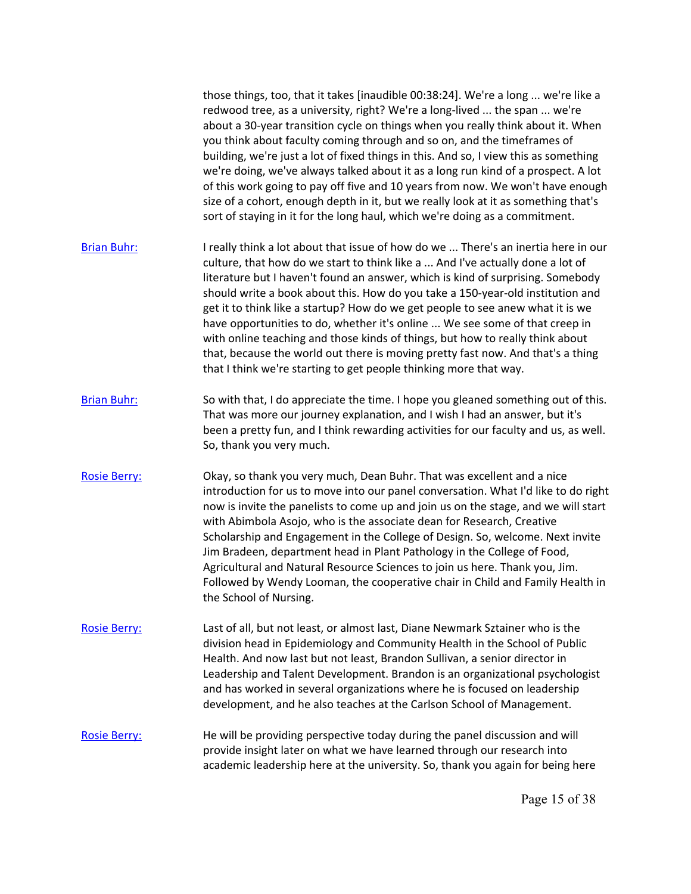those things, too, that it takes [inaudible 00:38:24]. We're a long ... we're like a redwood tree, as a university, right? We're a long-lived ... the span ... we're about a 30-year transition cycle on things when you really think about it. When you think about faculty coming through and so on, and the timeframes of building, we're just a lot of fixed things in this. And so, I view this as something we're doing, we've always talked about it as a long run kind of a prospect. A lot of this work going to pay off five and 10 years from now. We won't have enough size of a cohort, enough depth in it, but we really look at it as something that's sort of staying in it for the long haul, which we're doing as a commitment.

Brian Buhr: I really think a lot about that issue of how do we ... There's an inertia here in our culture, that how do we start to think like a ... And I've actually done a lot of literature but I haven't found an answer, which is kind of surprising. Somebody should write a book about this. How do you take a 150-year-old institution and get it to think like a startup? How do we get people to see anew what it is we have opportunities to do, whether it's online ... We see some of that creep in with online teaching and those kinds of things, but how to really think about that, because the world out there is moving pretty fast now. And that's a thing that I think we're starting to get people thinking more that way.

Brian Buhr: So with that, I do appreciate the time. I hope you gleaned something out of this. That was more our journey explanation, and I wish I had an answer, but it's been a pretty fun, and I think rewarding activities for our faculty and us, as well. So, thank you very much.

Rosie Berry: Okay, so thank you very much, Dean Buhr. That was excellent and a nice introduction for us to move into our panel conversation. What I'd like to do right now is invite the panelists to come up and join us on the stage, and we will start with Abimbola Asojo, who is the associate dean for Research, Creative Scholarship and Engagement in the College of Design. So, welcome. Next invite Jim Bradeen, department head in Plant Pathology in the College of Food, Agricultural and Natural Resource Sciences to join us here. Thank you, Jim. Followed by Wendy Looman, the cooperative chair in Child and Family Health in the School of Nursing.

Rosie Berry: Last of all, but not least, or almost last, Diane Newmark Sztainer who is the division head in Epidemiology and Community Health in the School of Public Health. And now last but not least, Brandon Sullivan, a senior director in Leadership and Talent Development. Brandon is an organizational psychologist and has worked in several organizations where he is focused on leadership development, and he also teaches at the Carlson School of Management.

Rosie Berry: He will be providing perspective today during the panel discussion and will provide insight later on what we have learned through our research into academic leadership here at the university. So, thank you again for being here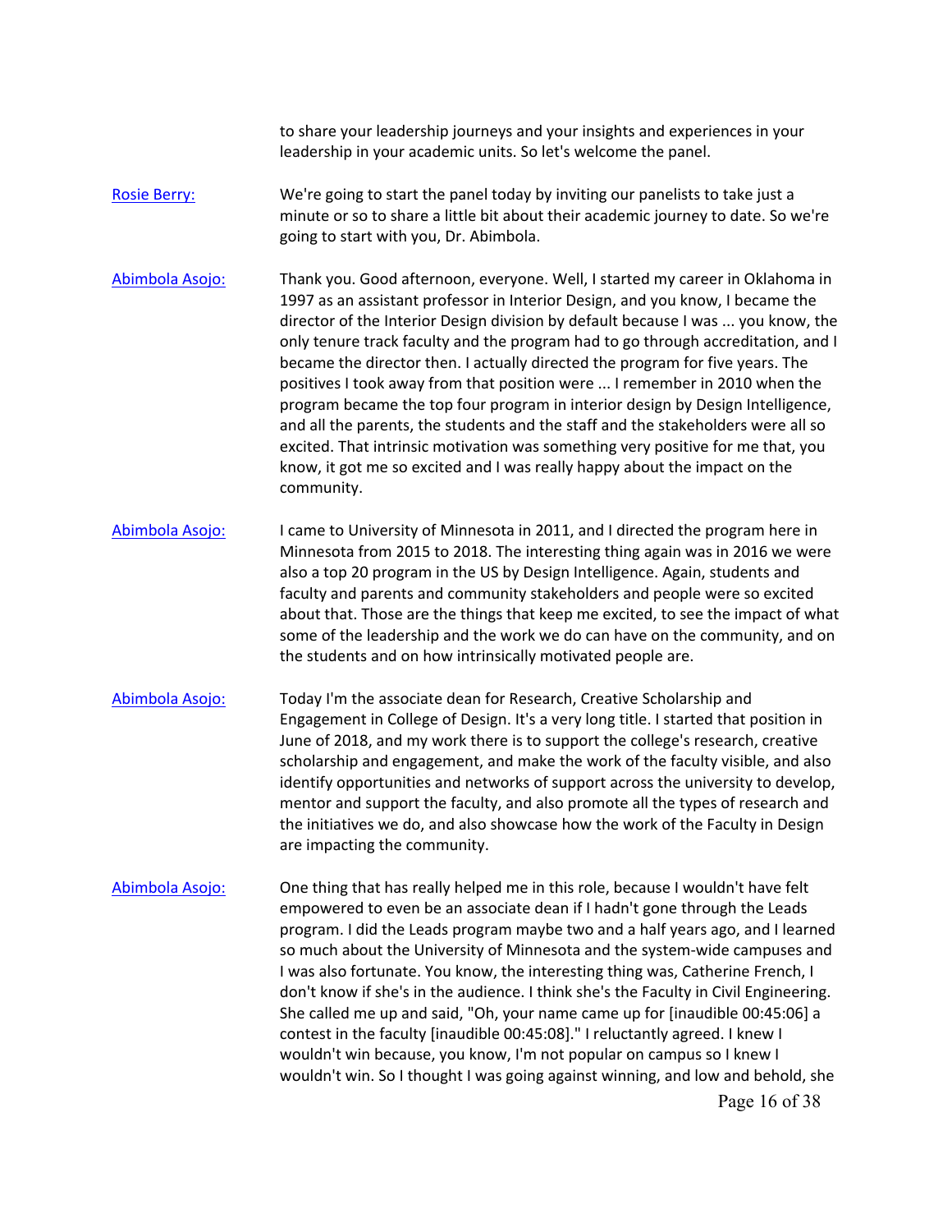to share your leadership journeys and your insights and experiences in your leadership in your academic units. So let's welcome the panel.

Rosie Berry: We're going to start the panel today by inviting our panelists to take just a minute or so to share a little bit about their academic journey to date. So we're going to start with you, Dr. Abimbola.

Abimbola Asojo: Thank you. Good afternoon, everyone. Well, I started my career in Oklahoma in 1997 as an assistant professor in Interior Design, and you know, I became the director of the Interior Design division by default because I was ... you know, the only tenure track faculty and the program had to go through accreditation, and I became the director then. I actually directed the program for five years. The positives I took away from that position were ... I remember in 2010 when the program became the top four program in interior design by Design Intelligence, and all the parents, the students and the staff and the stakeholders were all so excited. That intrinsic motivation was something very positive for me that, you know, it got me so excited and I was really happy about the impact on the community.

Abimbola Asojo: I came to University of Minnesota in 2011, and I directed the program here in Minnesota from 2015 to 2018. The interesting thing again was in 2016 we were also a top 20 program in the US by Design Intelligence. Again, students and faculty and parents and community stakeholders and people were so excited about that. Those are the things that keep me excited, to see the impact of what some of the leadership and the work we do can have on the community, and on the students and on how intrinsically motivated people are.

Abimbola Asojo: Today I'm the associate dean for Research, Creative Scholarship and Engagement in College of Design. It's a very long title. I started that position in June of 2018, and my work there is to support the college's research, creative scholarship and engagement, and make the work of the faculty visible, and also identify opportunities and networks of support across the university to develop, mentor and support the faculty, and also promote all the types of research and the initiatives we do, and also showcase how the work of the Faculty in Design are impacting the community.

Abimbola Asojo: One thing that has really helped me in this role, because I wouldn't have felt empowered to even be an associate dean if I hadn't gone through the Leads program. I did the Leads program maybe two and a half years ago, and I learned so much about the University of Minnesota and the system-wide campuses and I was also fortunate. You know, the interesting thing was, Catherine French, I don't know if she's in the audience. I think she's the Faculty in Civil Engineering. She called me up and said, "Oh, your name came up for [inaudible 00:45:06] a contest in the faculty [inaudible 00:45:08]." I reluctantly agreed. I knew I wouldn't win because, you know, I'm not popular on campus so I knew I wouldn't win. So I thought I was going against winning, and low and behold, she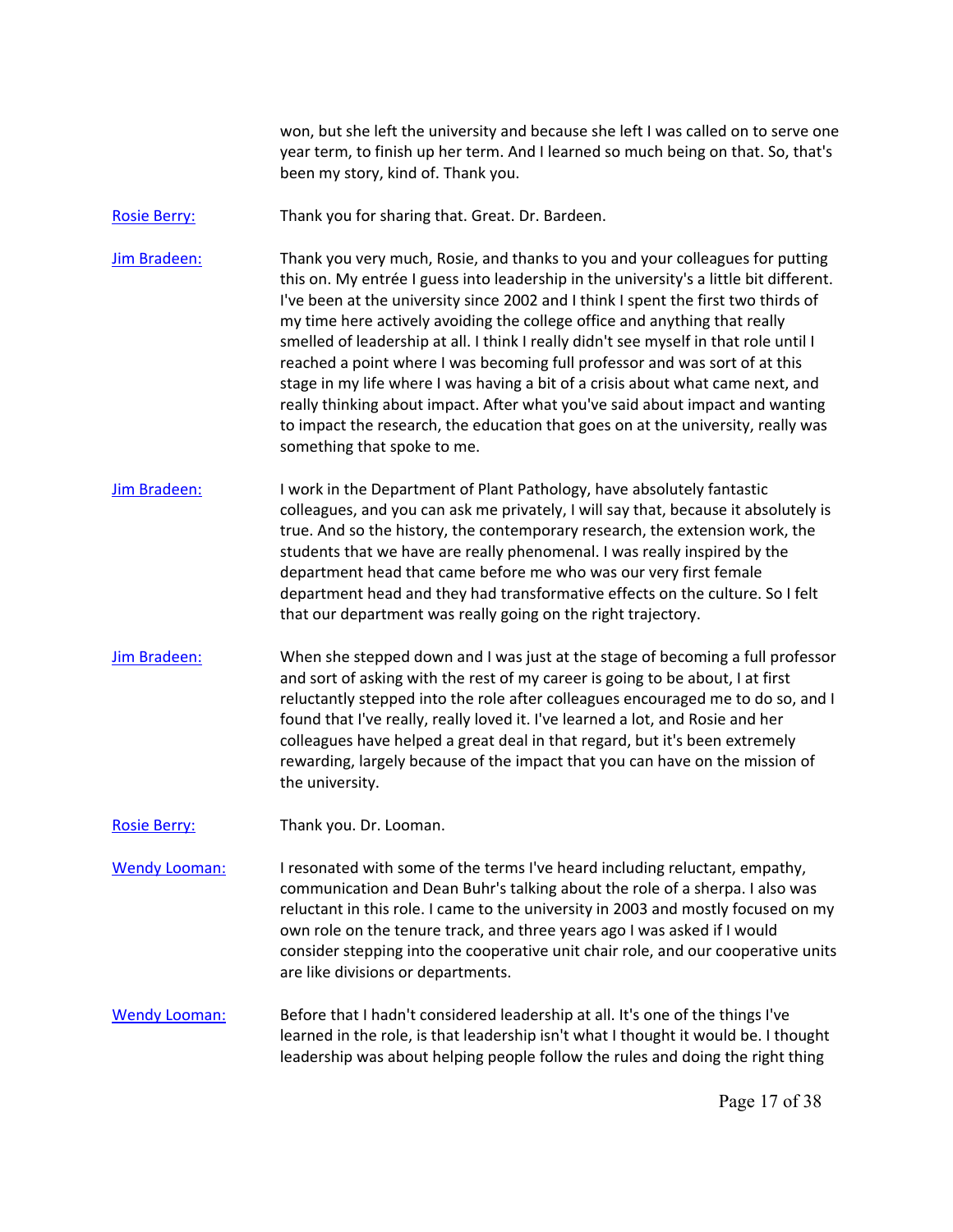won, but she left the university and because she left I was called on to serve one year term, to finish up her term. And I learned so much being on that. So, that's been my story, kind of. Thank you.

Rosie Berry: Thank you for sharing that. Great. Dr. Bardeen.

Jim Bradeen: Thank you very much, Rosie, and thanks to you and your colleagues for putting this on. My entrée I guess into leadership in the university's a little bit different. I've been at the university since 2002 and I think I spent the first two thirds of my time here actively avoiding the college office and anything that really smelled of leadership at all. I think I really didn't see myself in that role until I reached a point where I was becoming full professor and was sort of at this stage in my life where I was having a bit of a crisis about what came next, and really thinking about impact. After what you've said about impact and wanting to impact the research, the education that goes on at the university, really was something that spoke to me.

Jim Bradeen: I work in the Department of Plant Pathology, have absolutely fantastic colleagues, and you can ask me privately, I will say that, because it absolutely is true. And so the history, the contemporary research, the extension work, the students that we have are really phenomenal. I was really inspired by the department head that came before me who was our very first female department head and they had transformative effects on the culture. So I felt that our department was really going on the right trajectory.

Jim Bradeen: When she stepped down and I was just at the stage of becoming a full professor and sort of asking with the rest of my career is going to be about, I at first reluctantly stepped into the role after colleagues encouraged me to do so, and I found that I've really, really loved it. I've learned a lot, and Rosie and her colleagues have helped a great deal in that regard, but it's been extremely rewarding, largely because of the impact that you can have on the mission of the university.

Rosie Berry: Thank you. Dr. Looman.

Wendy Looman: I resonated with some of the terms I've heard including reluctant, empathy, communication and Dean Buhr's talking about the role of a sherpa. I also was reluctant in this role. I came to the university in 2003 and mostly focused on my own role on the tenure track, and three years ago I was asked if I would consider stepping into the cooperative unit chair role, and our cooperative units are like divisions or departments.

Wendy Looman: Before that I hadn't considered leadership at all. It's one of the things I've learned in the role, is that leadership isn't what I thought it would be. I thought leadership was about helping people follow the rules and doing the right thing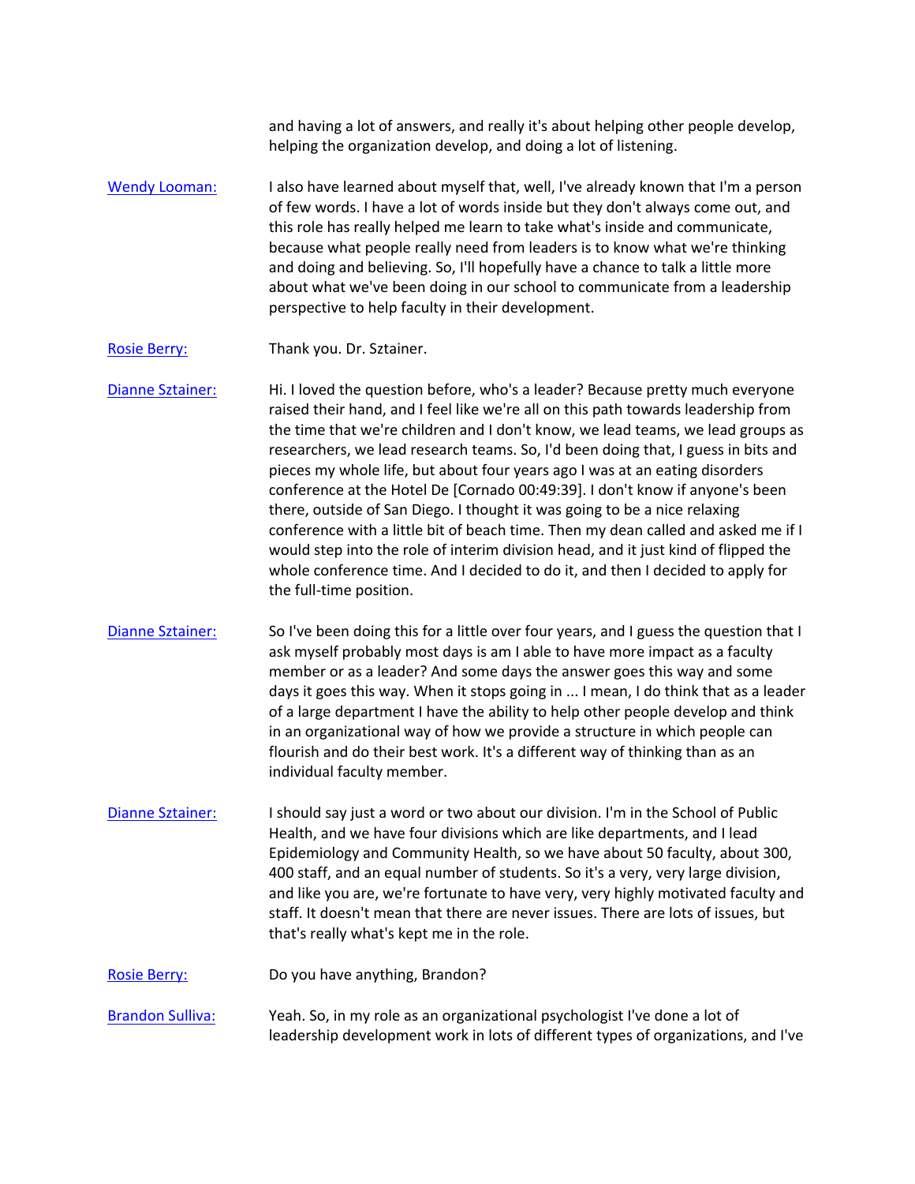and having a lot of answers, and really it's about helping other people develop, helping the organization develop, and doing a lot of listening.

[Wendy Looman:](#) I also have learned about myself that, well, I've already known that I'm a person of few words. I have a lot of words inside but they don't always come out, and this role has really helped me learn to take what's inside and communicate, because what people really need from leaders is to know what we're thinking and doing and believing. So, I'll hopefully have a chance to talk a little more about what we've been doing in our school to communicate from a leadership perspective to help faculty in their development.

[Rosie Berry:](#) Thank you. Dr. Sztainer.

[Dianne Sztainer:](#) Hi. I loved the question before, who's a leader? Because pretty much everyone raised their hand, and I feel like we're all on this path towards leadership from the time that we're children and I don't know, we lead teams, we lead groups as researchers, we lead research teams. So, I'd been doing that, I guess in bits and pieces my whole life, but about four years ago I was at an eating disorders conference at the Hotel De [Cornado 00:49:39]. I don't know if anyone's been there, outside of San Diego. I thought it was going to be a nice relaxing conference with a little bit of beach time. Then my dean called and asked me if I would step into the role of interim division head, and it just kind of flipped the whole conference time. And I decided to do it, and then I decided to apply for the full-time position.

[Dianne Sztainer:](#) So I've been doing this for a little over four years, and I guess the question that I ask myself probably most days is am I able to have more impact as a faculty member or as a leader? And some days the answer goes this way and some days it goes this way. When it stops going in ... I mean, I do think that as a leader of a large department I have the ability to help other people develop and think in an organizational way of how we provide a structure in which people can flourish and do their best work. It's a different way of thinking than as an individual faculty member.

[Dianne Sztainer:](#) I should say just a word or two about our division. I'm in the School of Public Health, and we have four divisions which are like departments, and I lead Epidemiology and Community Health, so we have about 50 faculty, about 300, 400 staff, and an equal number of students. So it's a very, very large division, and like you are, we're fortunate to have very, very highly motivated faculty and staff. It doesn't mean that there are never issues. There are lots of issues, but that's really what's kept me in the role.

[Rosie Berry:](#) Do you have anything, Brandon?

[Brandon Sulliva:](#) Yeah. So, in my role as an organizational psychologist I've done a lot of leadership development work in lots of different types of organizations, and I've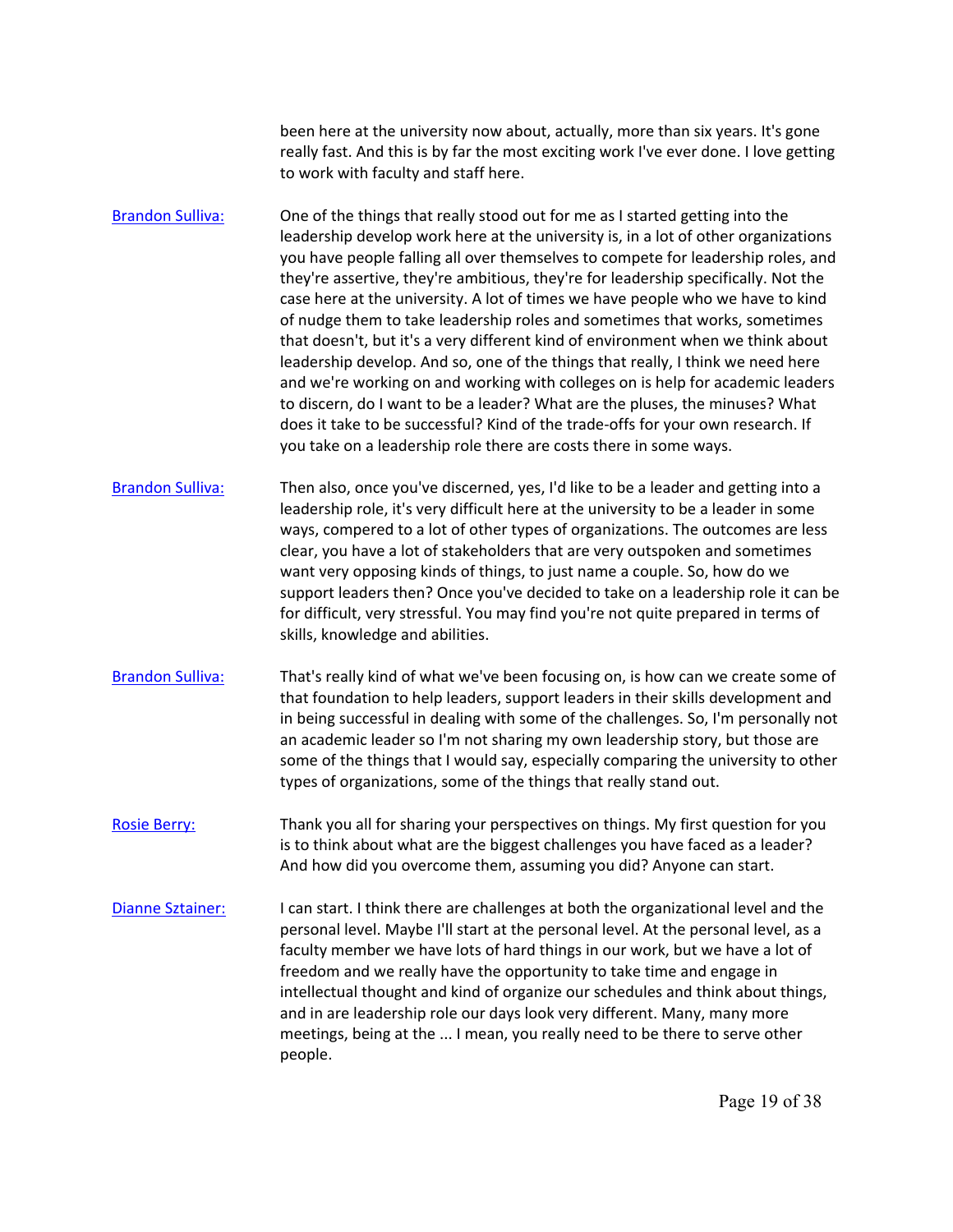been here at the university now about, actually, more than six years. It's gone really fast. And this is by far the most exciting work I've ever done. I love getting to work with faculty and staff here.

[Brandon Sulliva:](#) One of the things that really stood out for me as I started getting into the leadership develop work here at the university is, in a lot of other organizations you have people falling all over themselves to compete for leadership roles, and they're assertive, they're ambitious, they're for leadership specifically. Not the case here at the university. A lot of times we have people who we have to kind of nudge them to take leadership roles and sometimes that works, sometimes that doesn't, but it's a very different kind of environment when we think about leadership develop. And so, one of the things that really, I think we need here and we're working on and working with colleges on is help for academic leaders to discern, do I want to be a leader? What are the pluses, the minuses? What does it take to be successful? Kind of the trade-offs for your own research. If you take on a leadership role there are costs there in some ways.

[Brandon Sulliva:](#) Then also, once you've discerned, yes, I'd like to be a leader and getting into a leadership role, it's very difficult here at the university to be a leader in some ways, compered to a lot of other types of organizations. The outcomes are less clear, you have a lot of stakeholders that are very outspoken and sometimes want very opposing kinds of things, to just name a couple. So, how do we support leaders then? Once you've decided to take on a leadership role it can be for difficult, very stressful. You may find you're not quite prepared in terms of skills, knowledge and abilities.

[Brandon Sulliva:](#) That's really kind of what we've been focusing on, is how can we create some of that foundation to help leaders, support leaders in their skills development and in being successful in dealing with some of the challenges. So, I'm personally not an academic leader so I'm not sharing my own leadership story, but those are some of the things that I would say, especially comparing the university to other types of organizations, some of the things that really stand out.

[Rosie Berry:](#) Thank you all for sharing your perspectives on things. My first question for you is to think about what are the biggest challenges you have faced as a leader? And how did you overcome them, assuming you did? Anyone can start.

[Dianne Sztainer:](#) I can start. I think there are challenges at both the organizational level and the personal level. Maybe I'll start at the personal level. At the personal level, as a faculty member we have lots of hard things in our work, but we have a lot of freedom and we really have the opportunity to take time and engage in intellectual thought and kind of organize our schedules and think about things, and in are leadership role our days look very different. Many, many more meetings, being at the ... I mean, you really need to be there to serve other people.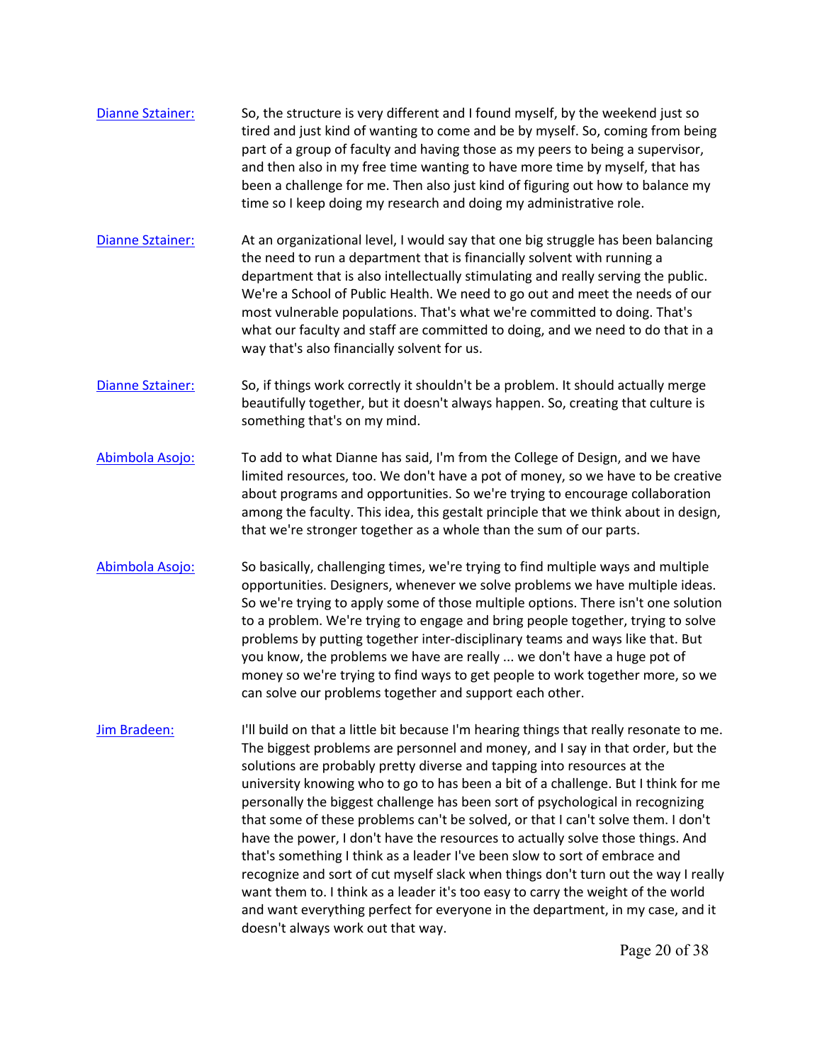[Dianne Sztainer:](#) So, the structure is very different and I found myself, by the weekend just so tired and just kind of wanting to come and be by myself. So, coming from being part of a group of faculty and having those as my peers to being a supervisor, and then also in my free time wanting to have more time by myself, that has been a challenge for me. Then also just kind of figuring out how to balance my time so I keep doing my research and doing my administrative role.

[Dianne Sztainer:](#) At an organizational level, I would say that one big struggle has been balancing the need to run a department that is financially solvent with running a department that is also intellectually stimulating and really serving the public. We're a School of Public Health. We need to go out and meet the needs of our most vulnerable populations. That's what we're committed to doing. That's what our faculty and staff are committed to doing, and we need to do that in a way that's also financially solvent for us.

[Dianne Sztainer:](#) So, if things work correctly it shouldn't be a problem. It should actually merge beautifully together, but it doesn't always happen. So, creating that culture is something that's on my mind.

[Abimbola Asojo:](#) To add to what Dianne has said, I'm from the College of Design, and we have limited resources, too. We don't have a pot of money, so we have to be creative about programs and opportunities. So we're trying to encourage collaboration among the faculty. This idea, this gestalt principle that we think about in design, that we're stronger together as a whole than the sum of our parts.

[Abimbola Asojo:](#) So basically, challenging times, we're trying to find multiple ways and multiple opportunities. Designers, whenever we solve problems we have multiple ideas. So we're trying to apply some of those multiple options. There isn't one solution to a problem. We're trying to engage and bring people together, trying to solve problems by putting together inter-disciplinary teams and ways like that. But you know, the problems we have are really ... we don't have a huge pot of money so we're trying to find ways to get people to work together more, so we can solve our problems together and support each other.

[Jim Bradeen:](#) I'll build on that a little bit because I'm hearing things that really resonate to me. The biggest problems are personnel and money, and I say in that order, but the solutions are probably pretty diverse and tapping into resources at the university knowing who to go to has been a bit of a challenge. But I think for me personally the biggest challenge has been sort of psychological in recognizing that some of these problems can't be solved, or that I can't solve them. I don't have the power, I don't have the resources to actually solve those things. And that's something I think as a leader I've been slow to sort of embrace and recognize and sort of cut myself slack when things don't turn out the way I really want them to. I think as a leader it's too easy to carry the weight of the world and want everything perfect for everyone in the department, in my case, and it doesn't always work out that way.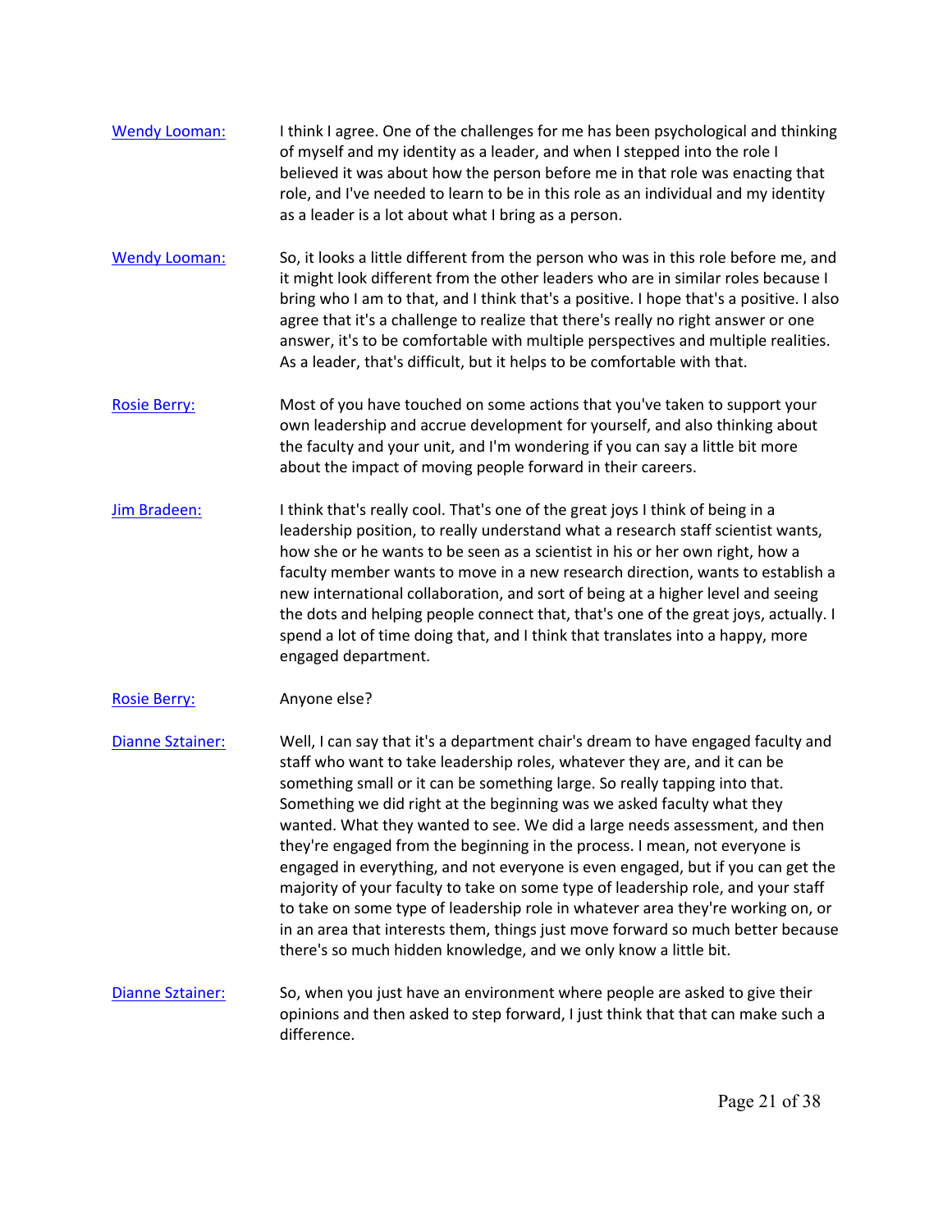[Wendy Looman:](#) I think I agree. One of the challenges for me has been psychological and thinking of myself and my identity as a leader, and when I stepped into the role I believed it was about how the person before me in that role was enacting that role, and I've needed to learn to be in this role as an individual and my identity as a leader is a lot about what I bring as a person.

[Wendy Looman:](#) So, it looks a little different from the person who was in this role before me, and it might look different from the other leaders who are in similar roles because I bring who I am to that, and I think that's a positive. I hope that's a positive. I also agree that it's a challenge to realize that there's really no right answer or one answer, it's to be comfortable with multiple perspectives and multiple realities. As a leader, that's difficult, but it helps to be comfortable with that.

[Rosie Berry:](#) Most of you have touched on some actions that you've taken to support your own leadership and accrue development for yourself, and also thinking about the faculty and your unit, and I'm wondering if you can say a little bit more about the impact of moving people forward in their careers.

[Jim Bradeen:](#) I think that's really cool. That's one of the great joys I think of being in a leadership position, to really understand what a research staff scientist wants, how she or he wants to be seen as a scientist in his or her own right, how a faculty member wants to move in a new research direction, wants to establish a new international collaboration, and sort of being at a higher level and seeing the dots and helping people connect that, that's one of the great joys, actually. I spend a lot of time doing that, and I think that translates into a happy, more engaged department.

[Rosie Berry:](#) Anyone else?

[Dianne Sztainer:](#) Well, I can say that it's a department chair's dream to have engaged faculty and staff who want to take leadership roles, whatever they are, and it can be something small or it can be something large. So really tapping into that. Something we did right at the beginning was we asked faculty what they wanted. What they wanted to see. We did a large needs assessment, and then they're engaged from the beginning in the process. I mean, not everyone is engaged in everything, and not everyone is even engaged, but if you can get the majority of your faculty to take on some type of leadership role, and your staff to take on some type of leadership role in whatever area they're working on, or in an area that interests them, things just move forward so much better because there's so much hidden knowledge, and we only know a little bit.

[Dianne Sztainer:](#) So, when you just have an environment where people are asked to give their opinions and then asked to step forward, I just think that that can make such a difference.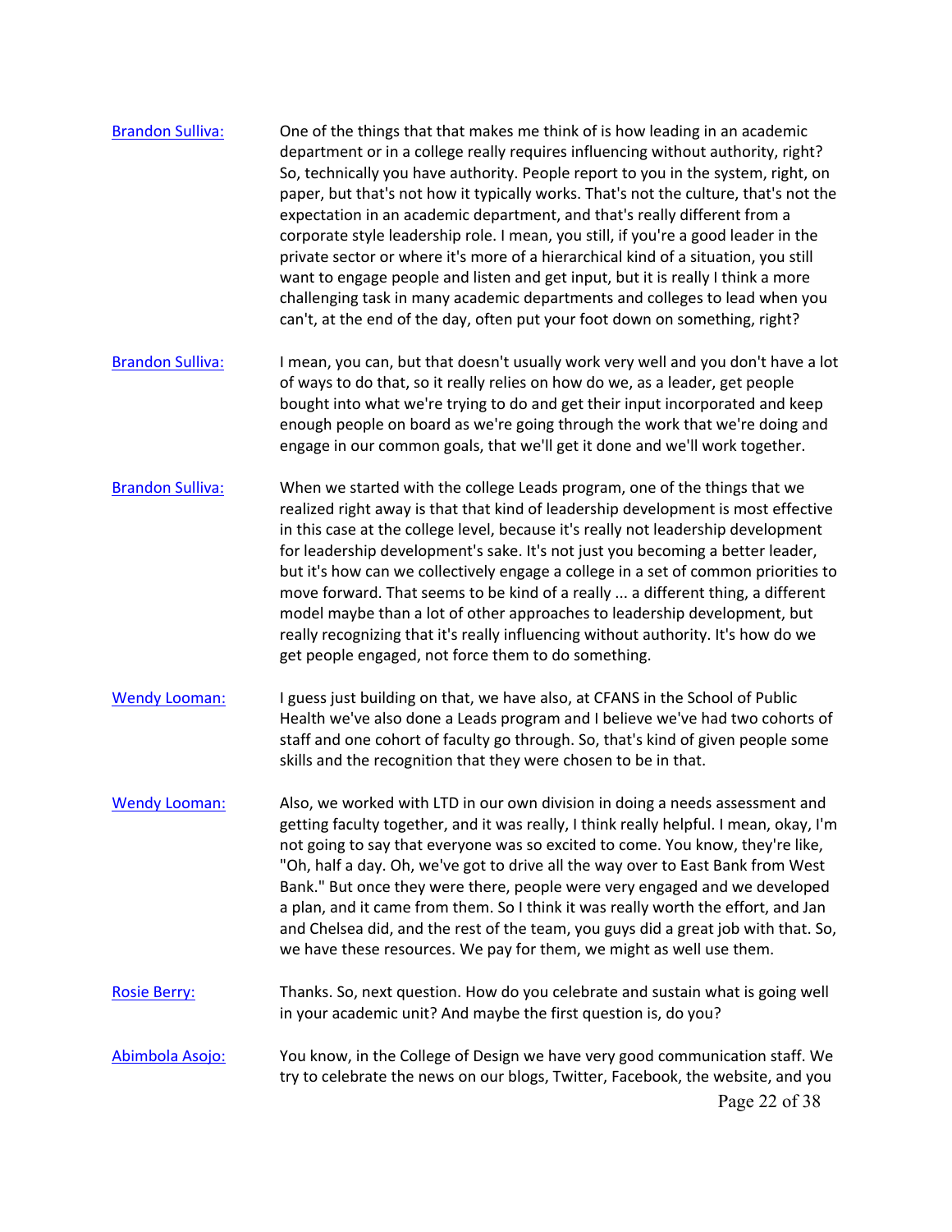[Brandon Sulliva:](#) One of the things that that makes me think of is how leading in an academic department or in a college really requires influencing without authority, right? So, technically you have authority. People report to you in the system, right, on paper, but that's not how it typically works. That's not the culture, that's not the expectation in an academic department, and that's really different from a corporate style leadership role. I mean, you still, if you're a good leader in the private sector or where it's more of a hierarchical kind of a situation, you still want to engage people and listen and get input, but it is really I think a more challenging task in many academic departments and colleges to lead when you can't, at the end of the day, often put your foot down on something, right?

[Brandon Sulliva:](#) I mean, you can, but that doesn't usually work very well and you don't have a lot of ways to do that, so it really relies on how do we, as a leader, get people bought into what we're trying to do and get their input incorporated and keep enough people on board as we're going through the work that we're doing and engage in our common goals, that we'll get it done and we'll work together.

[Brandon Sulliva:](#) When we started with the college Leads program, one of the things that we realized right away is that that kind of leadership development is most effective in this case at the college level, because it's really not leadership development for leadership development's sake. It's not just you becoming a better leader, but it's how can we collectively engage a college in a set of common priorities to move forward. That seems to be kind of a really ... a different thing, a different model maybe than a lot of other approaches to leadership development, but really recognizing that it's really influencing without authority. It's how do we get people engaged, not force them to do something.

[Wendy Looman:](#) I guess just building on that, we have also, at CFANS in the School of Public Health we've also done a Leads program and I believe we've had two cohorts of staff and one cohort of faculty go through. So, that's kind of given people some skills and the recognition that they were chosen to be in that.

[Wendy Looman:](#) Also, we worked with LTD in our own division in doing a needs assessment and getting faculty together, and it was really, I think really helpful. I mean, okay, I'm not going to say that everyone was so excited to come. You know, they're like, "Oh, half a day. Oh, we've got to drive all the way over to East Bank from West Bank." But once they were there, people were very engaged and we developed a plan, and it came from them. So I think it was really worth the effort, and Jan and Chelsea did, and the rest of the team, you guys did a great job with that. So, we have these resources. We pay for them, we might as well use them.

[Rosie Berry:](#) Thanks. So, next question. How do you celebrate and sustain what is going well in your academic unit? And maybe the first question is, do you?

[Abimbola Asojo:](#) You know, in the College of Design we have very good communication staff. We try to celebrate the news on our blogs, Twitter, Facebook, the website, and you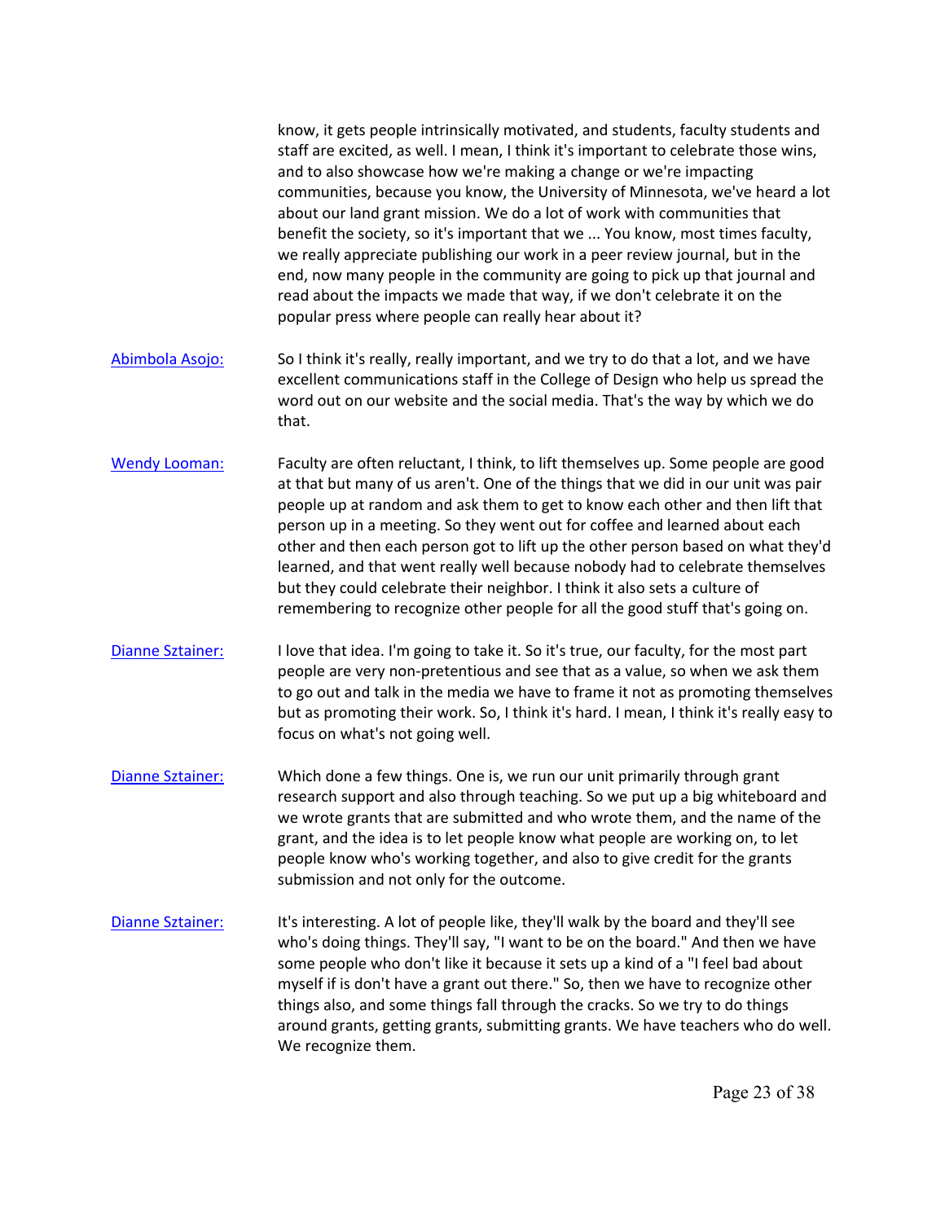know, it gets people intrinsically motivated, and students, faculty students and staff are excited, as well. I mean, I think it's important to celebrate those wins, and to also showcase how we're making a change or we're impacting communities, because you know, the University of Minnesota, we've heard a lot about our land grant mission. We do a lot of work with communities that benefit the society, so it's important that we ... You know, most times faculty, we really appreciate publishing our work in a peer review journal, but in the end, now many people in the community are going to pick up that journal and read about the impacts we made that way, if we don't celebrate it on the popular press where people can really hear about it?

[Abimbola Asojo:] So I think it's really, really important, and we try to do that a lot, and we have excellent communications staff in the College of Design who help us spread the word out on our website and the social media. That's the way by which we do that.

[Wendy Looman:] Faculty are often reluctant, I think, to lift themselves up. Some people are good at that but many of us aren't. One of the things that we did in our unit was pair people up at random and ask them to get to know each other and then lift that person up in a meeting. So they went out for coffee and learned about each other and then each person got to lift up the other person based on what they'd learned, and that went really well because nobody had to celebrate themselves but they could celebrate their neighbor. I think it also sets a culture of remembering to recognize other people for all the good stuff that's going on.

[Dianne Sztainer:] I love that idea. I'm going to take it. So it's true, our faculty, for the most part people are very non-pretentious and see that as a value, so when we ask them to go out and talk in the media we have to frame it not as promoting themselves but as promoting their work. So, I think it's hard. I mean, I think it's really easy to focus on what's not going well.

[Dianne Sztainer:] Which done a few things. One is, we run our unit primarily through grant research support and also through teaching. So we put up a big whiteboard and we wrote grants that are submitted and who wrote them, and the name of the grant, and the idea is to let people know what people are working on, to let people know who's working together, and also to give credit for the grants submission and not only for the outcome.

[Dianne Sztainer:] It's interesting. A lot of people like, they'll walk by the board and they'll see who's doing things. They'll say, "I want to be on the board." And then we have some people who don't like it because it sets up a kind of a "I feel bad about myself if is don't have a grant out there." So, then we have to recognize other things also, and some things fall through the cracks. So we try to do things around grants, getting grants, submitting grants. We have teachers who do well. We recognize them.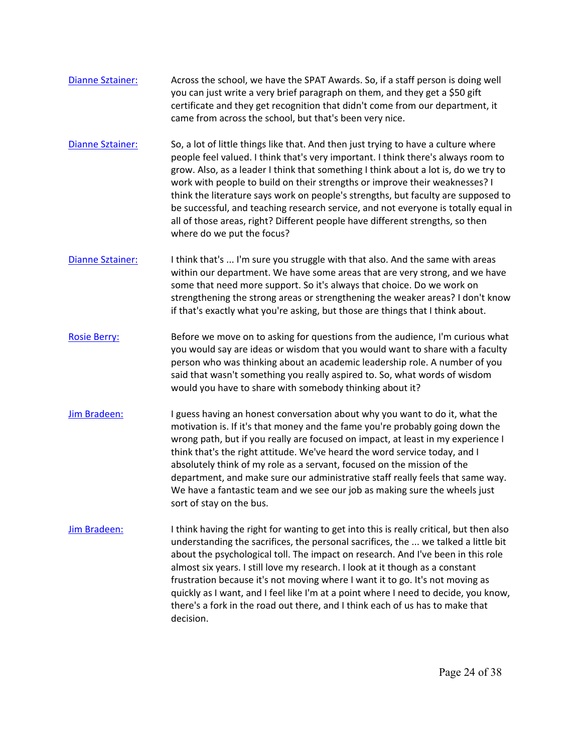**Dianne Sztainer:** Across the school, we have the SPAT Awards. So, if a staff person is doing well you can just write a very brief paragraph on them, and they get a $50 gift certificate and they get recognition that didn't come from our department, it came from across the school, but that's been very nice.

**Dianne Sztainer:** So, a lot of little things like that. And then just trying to have a culture where people feel valued. I think that's very important. I think there's always room to grow. Also, as a leader I think that something I think about a lot is, do we try to work with people to build on their strengths or improve their weaknesses? I think the literature says work on people's strengths, but faculty are supposed to be successful, and teaching research service, and not everyone is totally equal in all of those areas, right? Different people have different strengths, so then where do we put the focus?

**Dianne Sztainer:** I think that's ... I'm sure you struggle with that also. And the same with areas within our department. We have some areas that are very strong, and we have some that need more support. So it's always that choice. Do we work on strengthening the strong areas or strengthening the weaker areas? I don't know if that's exactly what you're asking, but those are things that I think about.

**Rosie Berry:** Before we move on to asking for questions from the audience, I'm curious what you would say are ideas or wisdom that you would want to share with a faculty person who was thinking about an academic leadership role. A number of you said that wasn't something you really aspired to. So, what words of wisdom would you have to share with somebody thinking about it?

**Jim Bradeen:** I guess having an honest conversation about why you want to do it, what the motivation is. If it's that money and the fame you're probably going down the wrong path, but if you really are focused on impact, at least in my experience I think that's the right attitude. We've heard the word service today, and I absolutely think of my role as a servant, focused on the mission of the department, and make sure our administrative staff really feels that same way. We have a fantastic team and we see our job as making sure the wheels just sort of stay on the bus.

**Jim Bradeen:** I think having the right for wanting to get into this is really critical, but then also understanding the sacrifices, the personal sacrifices, the ... we talked a little bit about the psychological toll. The impact on research. And I've been in this role almost six years. I still love my research. I look at it though as a constant frustration because it's not moving where I want it to go. It's not moving as quickly as I want, and I feel like I'm at a point where I need to decide, you know, there's a fork in the road out there, and I think each of us has to make that decision.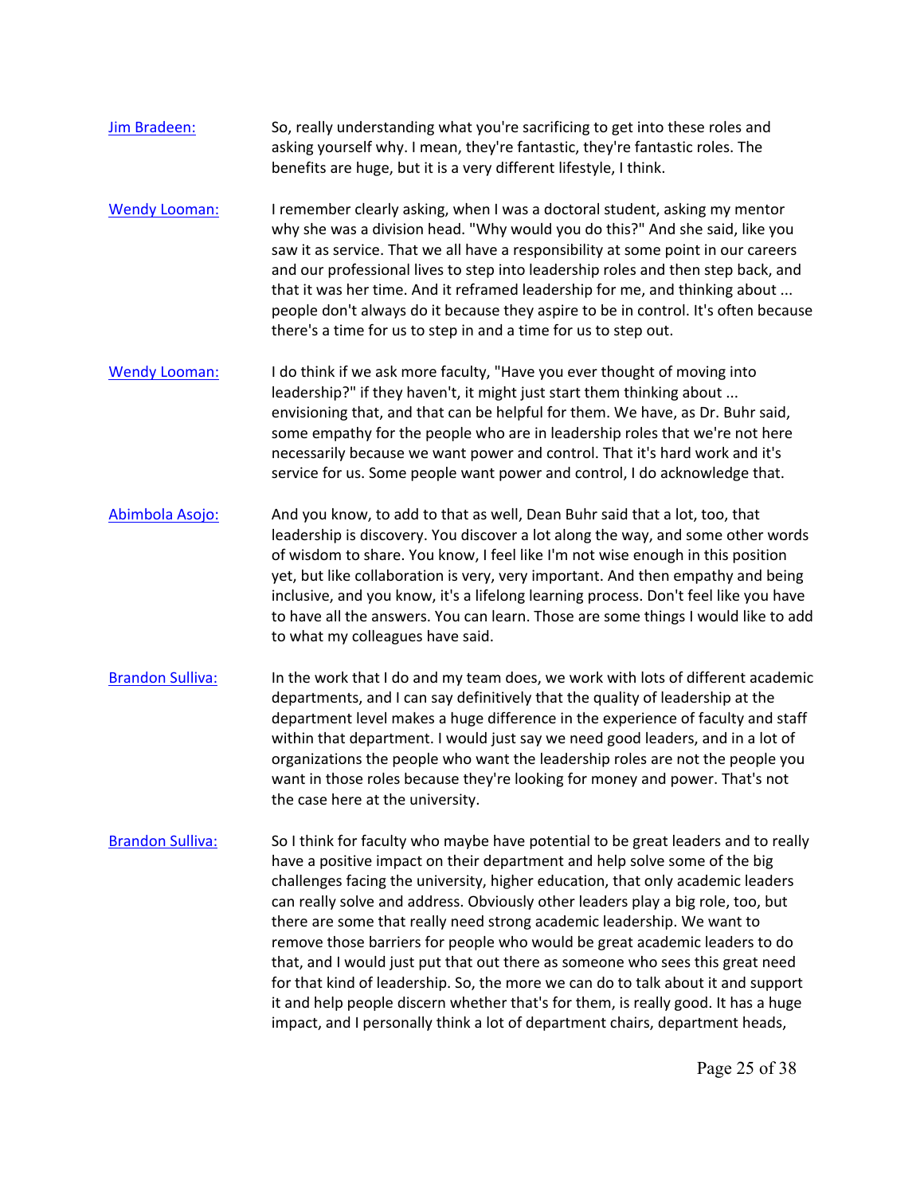[Jim Bradeen:] So, really understanding what you're sacrificing to get into these roles and asking yourself why. I mean, they're fantastic, they're fantastic roles. The benefits are huge, but it is a very different lifestyle, I think.

[Wendy Looman:] I remember clearly asking, when I was a doctoral student, asking my mentor why she was a division head. "Why would you do this?" And she said, like you saw it as service. That we all have a responsibility at some point in our careers and our professional lives to step into leadership roles and then step back, and that it was her time. And it reframed leadership for me, and thinking about ... people don't always do it because they aspire to be in control. It's often because there's a time for us to step in and a time for us to step out.

[Wendy Looman:] I do think if we ask more faculty, "Have you ever thought of moving into leadership?" if they haven't, it might just start them thinking about ... envisioning that, and that can be helpful for them. We have, as Dr. Buhr said, some empathy for the people who are in leadership roles that we're not here necessarily because we want power and control. That it's hard work and it's service for us. Some people want power and control, I do acknowledge that.

[Abimbola Asojo:] And you know, to add to that as well, Dean Buhr said that a lot, too, that leadership is discovery. You discover a lot along the way, and some other words of wisdom to share. You know, I feel like I'm not wise enough in this position yet, but like collaboration is very, very important. And then empathy and being inclusive, and you know, it's a lifelong learning process. Don't feel like you have to have all the answers. You can learn. Those are some things I would like to add to what my colleagues have said.

[Brandon Sulliva:] In the work that I do and my team does, we work with lots of different academic departments, and I can say definitively that the quality of leadership at the department level makes a huge difference in the experience of faculty and staff within that department. I would just say we need good leaders, and in a lot of organizations the people who want the leadership roles are not the people you want in those roles because they're looking for money and power. That's not the case here at the university.

[Brandon Sulliva:] So I think for faculty who maybe have potential to be great leaders and to really have a positive impact on their department and help solve some of the big challenges facing the university, higher education, that only academic leaders can really solve and address. Obviously other leaders play a big role, too, but there are some that really need strong academic leadership. We want to remove those barriers for people who would be great academic leaders to do that, and I would just put that out there as someone who sees this great need for that kind of leadership. So, the more we can do to talk about it and support it and help people discern whether that's for them, is really good. It has a huge impact, and I personally think a lot of department chairs, department heads,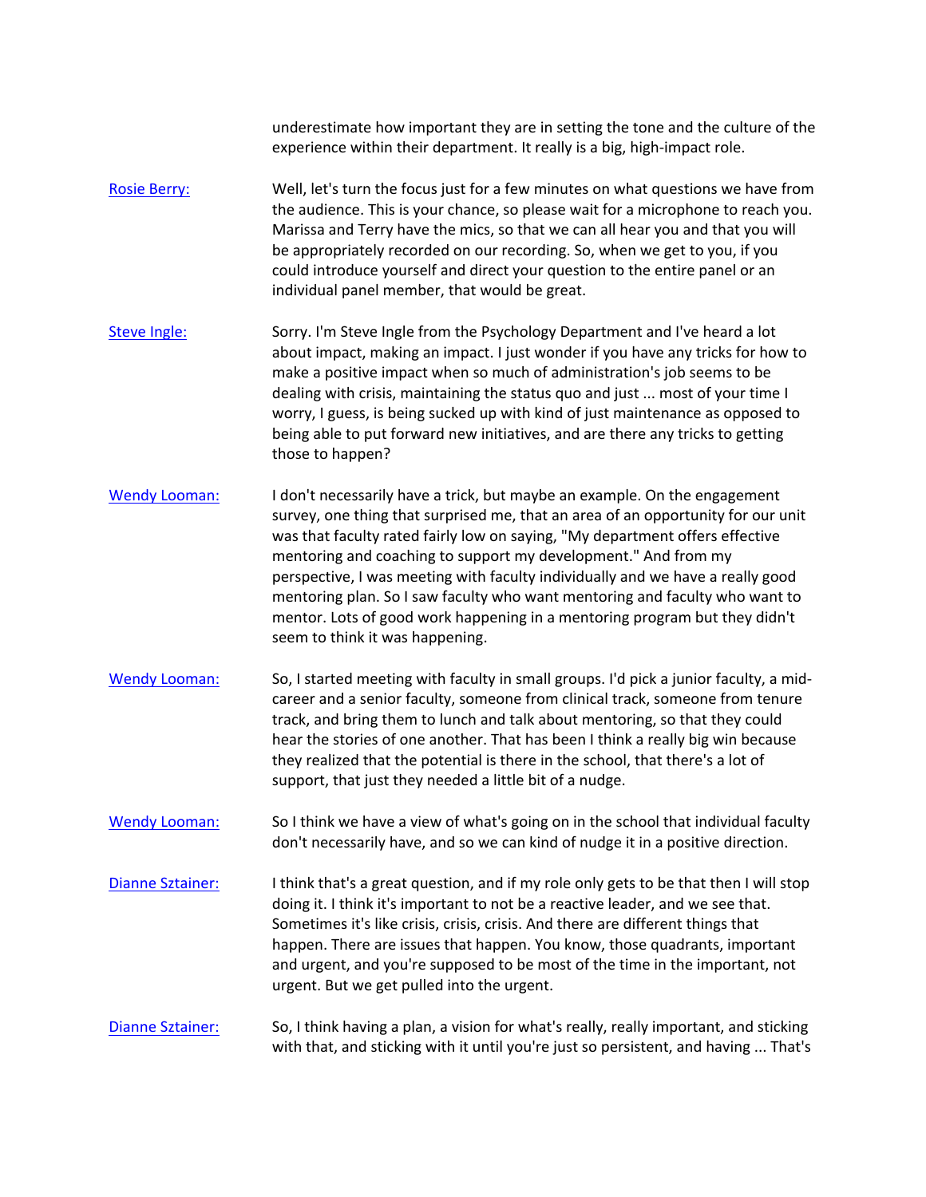underestimate how important they are in setting the tone and the culture of the experience within their department. It really is a big, high-impact role.

**Rosie Berry:** Well, let's turn the focus just for a few minutes on what questions we have from the audience. This is your chance, so please wait for a microphone to reach you. Marissa and Terry have the mics, so that we can all hear you and that you will be appropriately recorded on our recording. So, when we get to you, if you could introduce yourself and direct your question to the entire panel or an individual panel member, that would be great.

**Steve Ingle:** Sorry. I'm Steve Ingle from the Psychology Department and I've heard a lot about impact, making an impact. I just wonder if you have any tricks for how to make a positive impact when so much of administration's job seems to be dealing with crisis, maintaining the status quo and just ... most of your time I worry, I guess, is being sucked up with kind of just maintenance as opposed to being able to put forward new initiatives, and are there any tricks to getting those to happen?

**Wendy Looman:** I don't necessarily have a trick, but maybe an example. On the engagement survey, one thing that surprised me, that an area of an opportunity for our unit was that faculty rated fairly low on saying, "My department offers effective mentoring and coaching to support my development." And from my perspective, I was meeting with faculty individually and we have a really good mentoring plan. So I saw faculty who want mentoring and faculty who want to mentor. Lots of good work happening in a mentoring program but they didn't seem to think it was happening.

**Wendy Looman:** So, I started meeting with faculty in small groups. I'd pick a junior faculty, a mid-career and a senior faculty, someone from clinical track, someone from tenure track, and bring them to lunch and talk about mentoring, so that they could hear the stories of one another. That has been I think a really big win because they realized that the potential is there in the school, that there's a lot of support, that just they needed a little bit of a nudge.

**Wendy Looman:** So I think we have a view of what's going on in the school that individual faculty don't necessarily have, and so we can kind of nudge it in a positive direction.

**Dianne Sztainer:** I think that's a great question, and if my role only gets to be that then I will stop doing it. I think it's important to not be a reactive leader, and we see that. Sometimes it's like crisis, crisis, crisis. And there are different things that happen. There are issues that happen. You know, those quadrants, important and urgent, and you're supposed to be most of the time in the important, not urgent. But we get pulled into the urgent.

**Dianne Sztainer:** So, I think having a plan, a vision for what's really, really important, and sticking with that, and sticking with it until you're just so persistent, and having ... That's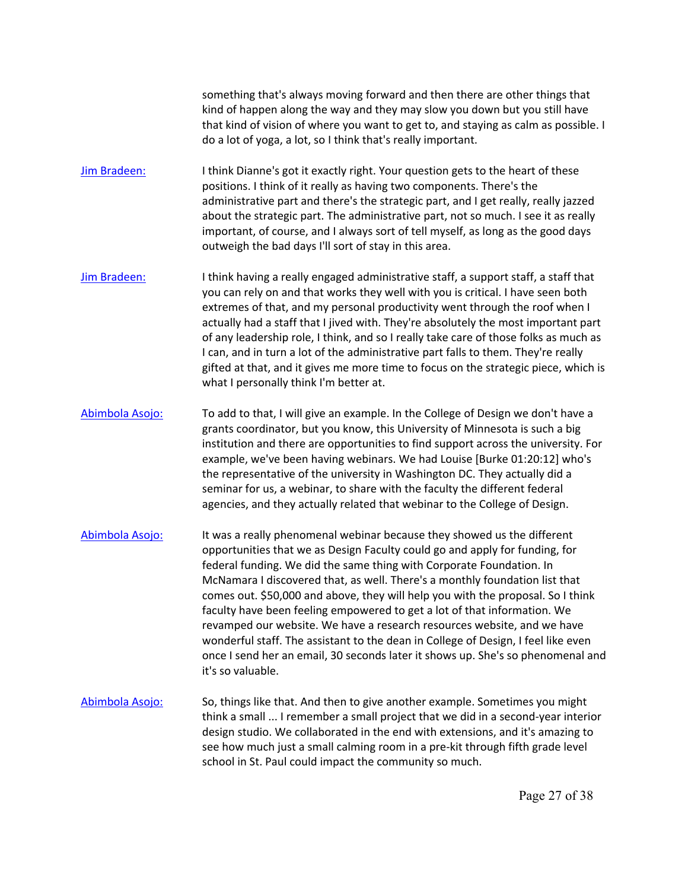something that's always moving forward and then there are other things that kind of happen along the way and they may slow you down but you still have that kind of vision of where you want to get to, and staying as calm as possible. I do a lot of yoga, a lot, so I think that's really important.

Jim Bradeen: I think Dianne's got it exactly right. Your question gets to the heart of these positions. I think of it really as having two components. There's the administrative part and there's the strategic part, and I get really, really jazzed about the strategic part. The administrative part, not so much. I see it as really important, of course, and I always sort of tell myself, as long as the good days outweigh the bad days I'll sort of stay in this area.

Jim Bradeen: I think having a really engaged administrative staff, a support staff, a staff that you can rely on and that works they well with you is critical. I have seen both extremes of that, and my personal productivity went through the roof when I actually had a staff that I jived with. They're absolutely the most important part of any leadership role, I think, and so I really take care of those folks as much as I can, and in turn a lot of the administrative part falls to them. They're really gifted at that, and it gives me more time to focus on the strategic piece, which is what I personally think I'm better at.

Abimbola Asojo: To add to that, I will give an example. In the College of Design we don't have a grants coordinator, but you know, this University of Minnesota is such a big institution and there are opportunities to find support across the university. For example, we've been having webinars. We had Louise [Burke 01:20:12] who's the representative of the university in Washington DC. They actually did a seminar for us, a webinar, to share with the faculty the different federal agencies, and they actually related that webinar to the College of Design.

Abimbola Asojo: It was a really phenomenal webinar because they showed us the different opportunities that we as Design Faculty could go and apply for funding, for federal funding. We did the same thing with Corporate Foundation. In McNamara I discovered that, as well. There's a monthly foundation list that comes out. $50,000 and above, they will help you with the proposal. So I think faculty have been feeling empowered to get a lot of that information. We revamped our website. We have a research resources website, and we have wonderful staff. The assistant to the dean in College of Design, I feel like even once I send her an email, 30 seconds later it shows up. She's so phenomenal and it's so valuable.

Abimbola Asojo: So, things like that. And then to give another example. Sometimes you might think a small ... I remember a small project that we did in a second-year interior design studio. We collaborated in the end with extensions, and it's amazing to see how much just a small calming room in a pre-kit through fifth grade level school in St. Paul could impact the community so much.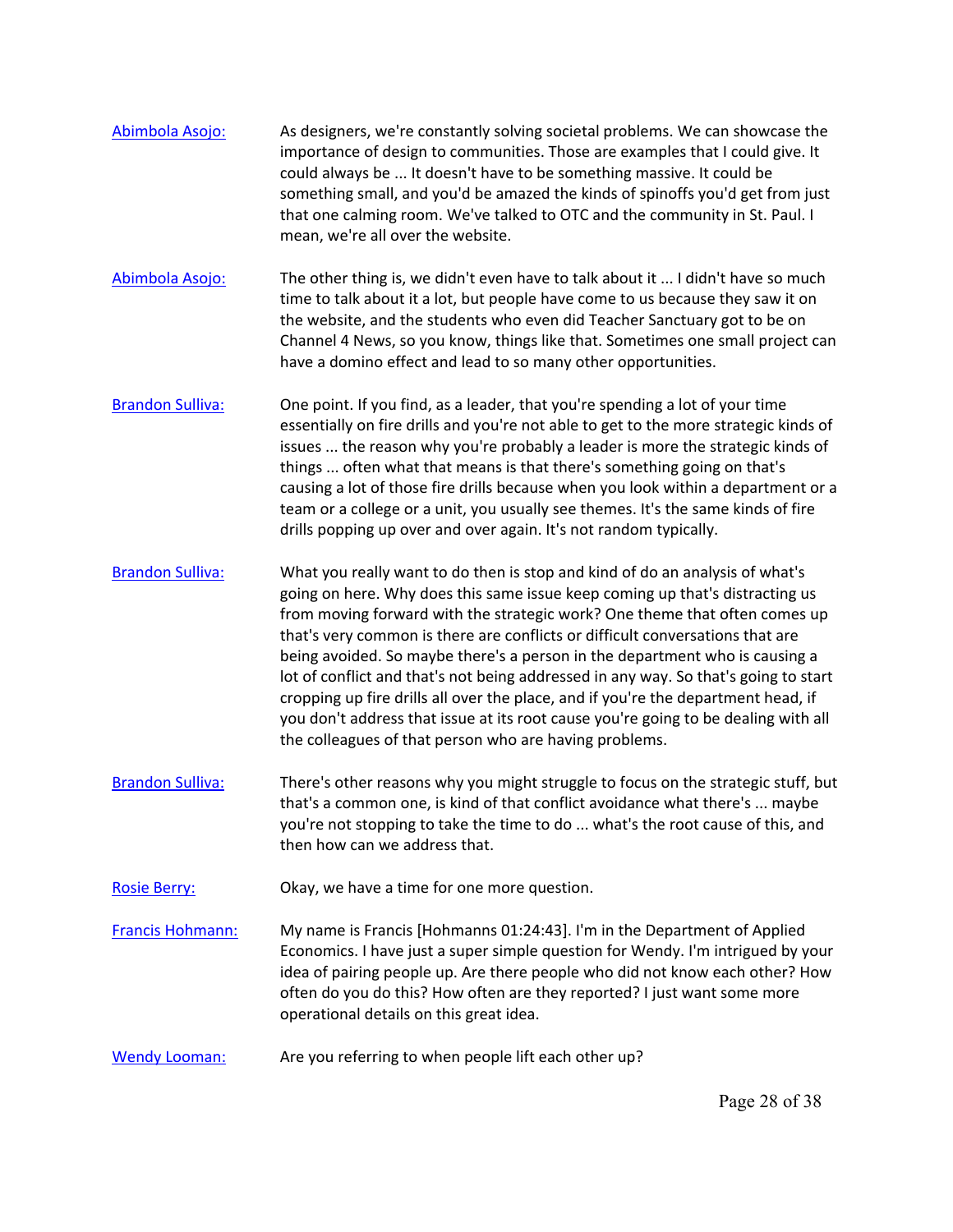[Abimbola Asojo:](#) As designers, we're constantly solving societal problems. We can showcase the importance of design to communities. Those are examples that I could give. It could always be ... It doesn't have to be something massive. It could be something small, and you'd be amazed the kinds of spinoffs you'd get from just that one calming room. We've talked to OTC and the community in St. Paul. I mean, we're all over the website.

[Abimbola Asojo:](#) The other thing is, we didn't even have to talk about it ... I didn't have so much time to talk about it a lot, but people have come to us because they saw it on the website, and the students who even did Teacher Sanctuary got to be on Channel 4 News, so you know, things like that. Sometimes one small project can have a domino effect and lead to so many other opportunities.

[Brandon Sulliva:](#) One point. If you find, as a leader, that you're spending a lot of your time essentially on fire drills and you're not able to get to the more strategic kinds of issues ... the reason why you're probably a leader is more the strategic kinds of things ... often what that means is that there's something going on that's causing a lot of those fire drills because when you look within a department or a team or a college or a unit, you usually see themes. It's the same kinds of fire drills popping up over and over again. It's not random typically.

[Brandon Sulliva:](#) What you really want to do then is stop and kind of do an analysis of what's going on here. Why does this same issue keep coming up that's distracting us from moving forward with the strategic work? One theme that often comes up that's very common is there are conflicts or difficult conversations that are being avoided. So maybe there's a person in the department who is causing a lot of conflict and that's not being addressed in any way. So that's going to start cropping up fire drills all over the place, and if you're the department head, if you don't address that issue at its root cause you're going to be dealing with all the colleagues of that person who are having problems.

[Brandon Sulliva:](#) There's other reasons why you might struggle to focus on the strategic stuff, but that's a common one, is kind of that conflict avoidance what there's ... maybe you're not stopping to take the time to do ... what's the root cause of this, and then how can we address that.

[Rosie Berry:](#) Okay, we have a time for one more question.

[Francis Hohmann:](#) My name is Francis [Hohmanns 01:24:43]. I'm in the Department of Applied Economics. I have just a super simple question for Wendy. I'm intrigued by your idea of pairing people up. Are there people who did not know each other? How often do you do this? How often are they reported? I just want some more operational details on this great idea.

[Wendy Looman:](#) Are you referring to when people lift each other up?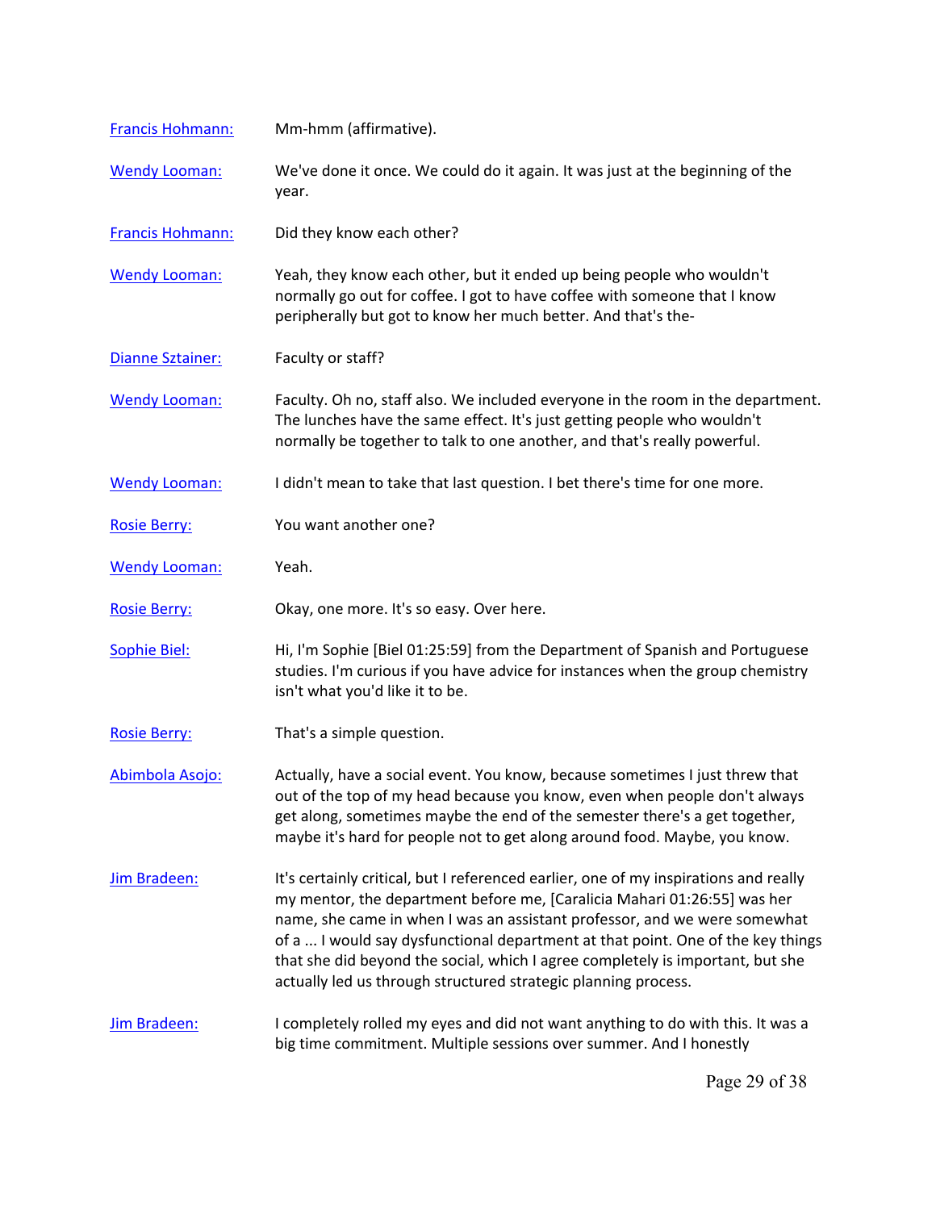Francis Hohmann: Mm-hmm (affirmative).

Wendy Looman: We've done it once. We could do it again. It was just at the beginning of the year.

Francis Hohmann: Did they know each other?

Wendy Looman: Yeah, they know each other, but it ended up being people who wouldn't normally go out for coffee. I got to have coffee with someone that I know peripherally but got to know her much better. And that's the-

Dianne Sztainer: Faculty or staff?

Wendy Looman: Faculty. Oh no, staff also. We included everyone in the room in the department. The lunches have the same effect. It's just getting people who wouldn't normally be together to talk to one another, and that's really powerful.

Wendy Looman: I didn't mean to take that last question. I bet there's time for one more.

Rosie Berry: You want another one?

Wendy Looman: Yeah.

Rosie Berry: Okay, one more. It's so easy. Over here.

Sophie Biel: Hi, I'm Sophie [Biel 01:25:59] from the Department of Spanish and Portuguese studies. I'm curious if you have advice for instances when the group chemistry isn't what you'd like it to be.

Rosie Berry: That's a simple question.

Abimbola Asojo: Actually, have a social event. You know, because sometimes I just threw that out of the top of my head because you know, even when people don't always get along, sometimes maybe the end of the semester there's a get together, maybe it's hard for people not to get along around food. Maybe, you know.

Jim Bradeen: It's certainly critical, but I referenced earlier, one of my inspirations and really my mentor, the department before me, [Caralicia Mahari 01:26:55] was her name, she came in when I was an assistant professor, and we were somewhat of a ... I would say dysfunctional department at that point. One of the key things that she did beyond the social, which I agree completely is important, but she actually led us through structured strategic planning process.

Jim Bradeen: I completely rolled my eyes and did not want anything to do with this. It was a big time commitment. Multiple sessions over summer. And I honestly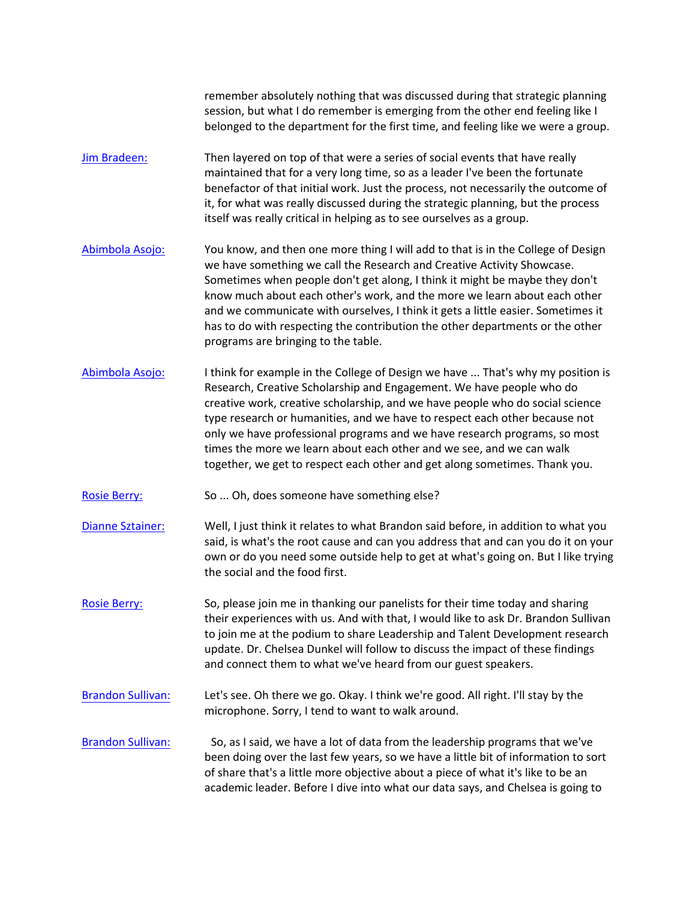remember absolutely nothing that was discussed during that strategic planning session, but what I do remember is emerging from the other end feeling like I belonged to the department for the first time, and feeling like we were a group.

[Jim Bradeen:](#) Then layered on top of that were a series of social events that have really maintained that for a very long time, so as a leader I've been the fortunate benefactor of that initial work. Just the process, not necessarily the outcome of it, for what was really discussed during the strategic planning, but the process itself was really critical in helping as to see ourselves as a group.

[Abimbola Asojo:](#) You know, and then one more thing I will add to that is in the College of Design we have something we call the Research and Creative Activity Showcase. Sometimes when people don't get along, I think it might be maybe they don't know much about each other's work, and the more we learn about each other and we communicate with ourselves, I think it gets a little easier. Sometimes it has to do with respecting the contribution the other departments or the other programs are bringing to the table.

[Abimbola Asojo:](#) I think for example in the College of Design we have ... That's why my position is Research, Creative Scholarship and Engagement. We have people who do creative work, creative scholarship, and we have people who do social science type research or humanities, and we have to respect each other because not only we have professional programs and we have research programs, so most times the more we learn about each other and we see, and we can walk together, we get to respect each other and get along sometimes. Thank you.

[Rosie Berry:](#) So ... Oh, does someone have something else?

[Dianne Sztainer:](#) Well, I just think it relates to what Brandon said before, in addition to what you said, is what's the root cause and can you address that and can you do it on your own or do you need some outside help to get at what's going on. But I like trying the social and the food first.

[Rosie Berry:](#) So, please join me in thanking our panelists for their time today and sharing their experiences with us. And with that, I would like to ask Dr. Brandon Sullivan to join me at the podium to share Leadership and Talent Development research update. Dr. Chelsea Dunkel will follow to discuss the impact of these findings and connect them to what we've heard from our guest speakers.

[Brandon Sullivan:](#) Let's see. Oh there we go. Okay. I think we're good. All right. I'll stay by the microphone. Sorry, I tend to want to walk around.

[Brandon Sullivan:](#) So, as I said, we have a lot of data from the leadership programs that we've been doing over the last few years, so we have a little bit of information to sort of share that's a little more objective about a piece of what it's like to be an academic leader. Before I dive into what our data says, and Chelsea is going to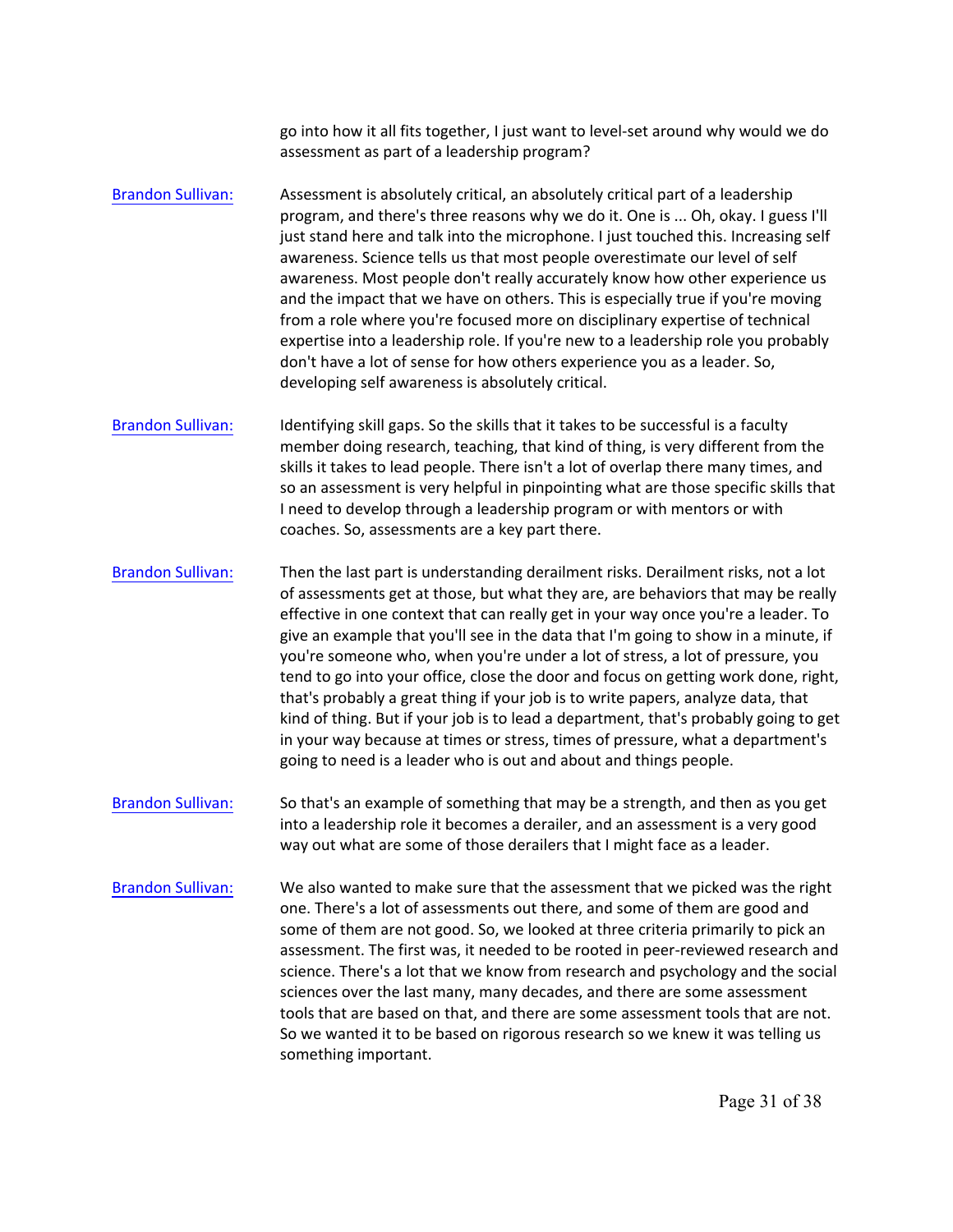go into how it all fits together, I just want to level-set around why would we do assessment as part of a leadership program?

**Brandon Sullivan:** Assessment is absolutely critical, an absolutely critical part of a leadership program, and there's three reasons why we do it. One is ... Oh, okay. I guess I'll just stand here and talk into the microphone. I just touched this. Increasing self awareness. Science tells us that most people overestimate our level of self awareness. Most people don't really accurately know how other experience us and the impact that we have on others. This is especially true if you're moving from a role where you're focused more on disciplinary expertise of technical expertise into a leadership role. If you're new to a leadership role you probably don't have a lot of sense for how others experience you as a leader. So, developing self awareness is absolutely critical.

**Brandon Sullivan:** Identifying skill gaps. So the skills that it takes to be successful is a faculty member doing research, teaching, that kind of thing, is very different from the skills it takes to lead people. There isn't a lot of overlap there many times, and so an assessment is very helpful in pinpointing what are those specific skills that I need to develop through a leadership program or with mentors or with coaches. So, assessments are a key part there.

**Brandon Sullivan:** Then the last part is understanding derailment risks. Derailment risks, not a lot of assessments get at those, but what they are, are behaviors that may be really effective in one context that can really get in your way once you're a leader. To give an example that you'll see in the data that I'm going to show in a minute, if you're someone who, when you're under a lot of stress, a lot of pressure, you tend to go into your office, close the door and focus on getting work done, right, that's probably a great thing if your job is to write papers, analyze data, that kind of thing. But if your job is to lead a department, that's probably going to get in your way because at times or stress, times of pressure, what a department's going to need is a leader who is out and about and things people.

**Brandon Sullivan:** So that's an example of something that may be a strength, and then as you get into a leadership role it becomes a derailer, and an assessment is a very good way out what are some of those derailers that I might face as a leader.

**Brandon Sullivan:** We also wanted to make sure that the assessment that we picked was the right one. There's a lot of assessments out there, and some of them are good and some of them are not good. So, we looked at three criteria primarily to pick an assessment. The first was, it needed to be rooted in peer-reviewed research and science. There's a lot that we know from research and psychology and the social sciences over the last many, many decades, and there are some assessment tools that are based on that, and there are some assessment tools that are not. So we wanted it to be based on rigorous research so we knew it was telling us something important.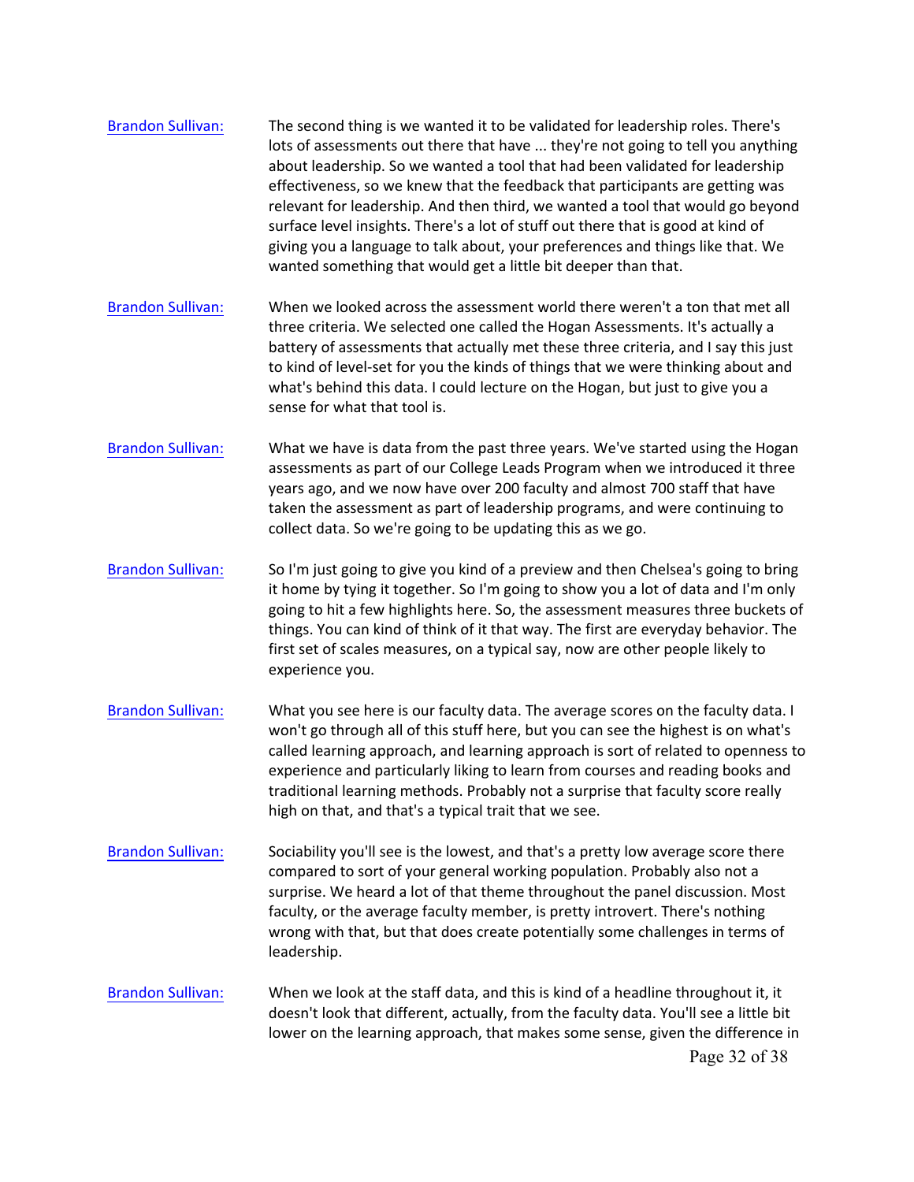**Brandon Sullivan:** The second thing is we wanted it to be validated for leadership roles. There's lots of assessments out there that have ... they're not going to tell you anything about leadership. So we wanted a tool that had been validated for leadership effectiveness, so we knew that the feedback that participants are getting was relevant for leadership. And then third, we wanted a tool that would go beyond surface level insights. There's a lot of stuff out there that is good at kind of giving you a language to talk about, your preferences and things like that. We wanted something that would get a little bit deeper than that.

**Brandon Sullivan:** When we looked across the assessment world there weren't a ton that met all three criteria. We selected one called the Hogan Assessments. It's actually a battery of assessments that actually met these three criteria, and I say this just to kind of level-set for you the kinds of things that we were thinking about and what's behind this data. I could lecture on the Hogan, but just to give you a sense for what that tool is.

**Brandon Sullivan:** What we have is data from the past three years. We've started using the Hogan assessments as part of our College Leads Program when we introduced it three years ago, and we now have over 200 faculty and almost 700 staff that have taken the assessment as part of leadership programs, and were continuing to collect data. So we're going to be updating this as we go.

**Brandon Sullivan:** So I'm just going to give you kind of a preview and then Chelsea's going to bring it home by tying it together. So I'm going to show you a lot of data and I'm only going to hit a few highlights here. So, the assessment measures three buckets of things. You can kind of think of it that way. The first are everyday behavior. The first set of scales measures, on a typical say, now are other people likely to experience you.

**Brandon Sullivan:** What you see here is our faculty data. The average scores on the faculty data. I won't go through all of this stuff here, but you can see the highest is on what's called learning approach, and learning approach is sort of related to openness to experience and particularly liking to learn from courses and reading books and traditional learning methods. Probably not a surprise that faculty score really high on that, and that's a typical trait that we see.

**Brandon Sullivan:** Sociability you'll see is the lowest, and that's a pretty low average score there compared to sort of your general working population. Probably also not a surprise. We heard a lot of that theme throughout the panel discussion. Most faculty, or the average faculty member, is pretty introvert. There's nothing wrong with that, but that does create potentially some challenges in terms of leadership.

**Brandon Sullivan:** When we look at the staff data, and this is kind of a headline throughout it, it doesn't look that different, actually, from the faculty data. You'll see a little bit lower on the learning approach, that makes some sense, given the difference in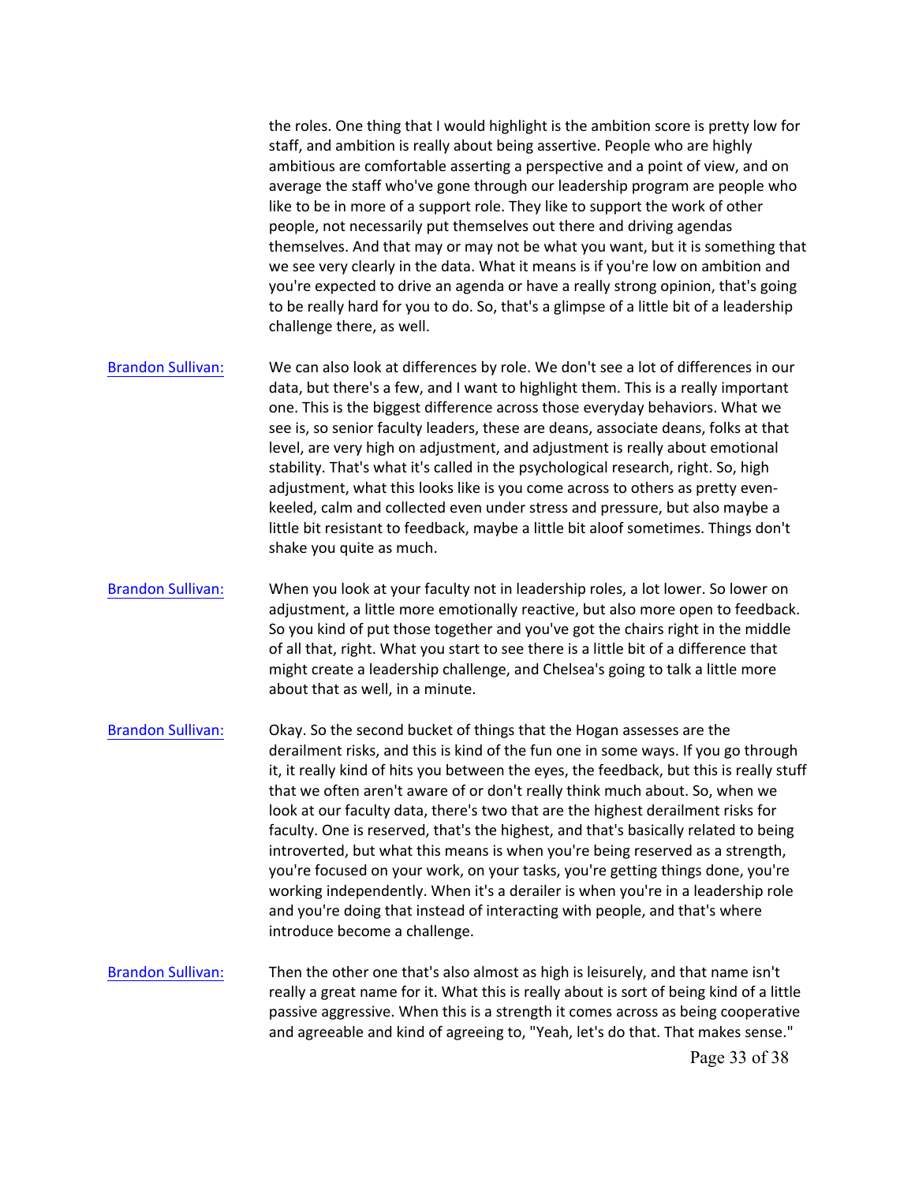the roles. One thing that I would highlight is the ambition score is pretty low for staff, and ambition is really about being assertive. People who are highly ambitious are comfortable asserting a perspective and a point of view, and on average the staff who've gone through our leadership program are people who like to be in more of a support role. They like to support the work of other people, not necessarily put themselves out there and driving agendas themselves. And that may or may not be what you want, but it is something that we see very clearly in the data. What it means is if you're low on ambition and you're expected to drive an agenda or have a really strong opinion, that's going to be really hard for you to do. So, that's a glimpse of a little bit of a leadership challenge there, as well.

Brandon Sullivan: We can also look at differences by role. We don't see a lot of differences in our data, but there's a few, and I want to highlight them. This is a really important one. This is the biggest difference across those everyday behaviors. What we see is, so senior faculty leaders, these are deans, associate deans, folks at that level, are very high on adjustment, and adjustment is really about emotional stability. That's what it's called in the psychological research, right. So, high adjustment, what this looks like is you come across to others as pretty even-keeled, calm and collected even under stress and pressure, but also maybe a little bit resistant to feedback, maybe a little bit aloof sometimes. Things don't shake you quite as much.

Brandon Sullivan: When you look at your faculty not in leadership roles, a lot lower. So lower on adjustment, a little more emotionally reactive, but also more open to feedback. So you kind of put those together and you've got the chairs right in the middle of all that, right. What you start to see there is a little bit of a difference that might create a leadership challenge, and Chelsea's going to talk a little more about that as well, in a minute.

Brandon Sullivan: Okay. So the second bucket of things that the Hogan assesses are the derailment risks, and this is kind of the fun one in some ways. If you go through it, it really kind of hits you between the eyes, the feedback, but this is really stuff that we often aren't aware of or don't really think much about. So, when we look at our faculty data, there's two that are the highest derailment risks for faculty. One is reserved, that's the highest, and that's basically related to being introverted, but what this means is when you're being reserved as a strength, you're focused on your work, on your tasks, you're getting things done, you're working independently. When it's a derailer is when you're in a leadership role and you're doing that instead of interacting with people, and that's where introduce become a challenge.

Brandon Sullivan: Then the other one that's also almost as high is leisurely, and that name isn't really a great name for it. What this is really about is sort of being kind of a little passive aggressive. When this is a strength it comes across as being cooperative and agreeable and kind of agreeing to, "Yeah, let's do that. That makes sense."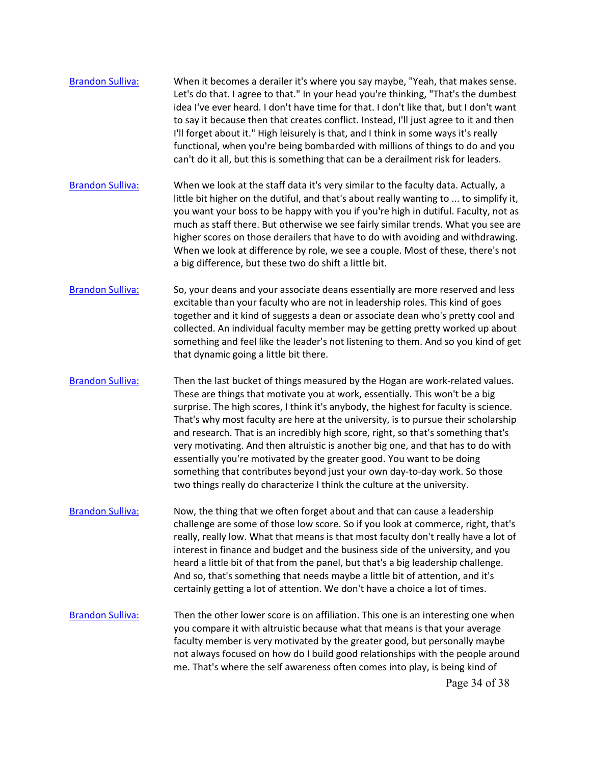Brandon Sulliva: When it becomes a derailer it's where you say maybe, "Yeah, that makes sense. Let's do that. I agree to that." In your head you're thinking, "That's the dumbest idea I've ever heard. I don't have time for that. I don't like that, but I don't want to say it because then that creates conflict. Instead, I'll just agree to it and then I'll forget about it." High leisurely is that, and I think in some ways it's really functional, when you're being bombarded with millions of things to do and you can't do it all, but this is something that can be a derailment risk for leaders.

Brandon Sulliva: When we look at the staff data it's very similar to the faculty data. Actually, a little bit higher on the dutiful, and that's about really wanting to ... to simplify it, you want your boss to be happy with you if you're high in dutiful. Faculty, not as much as staff there. But otherwise we see fairly similar trends. What you see are higher scores on those derailers that have to do with avoiding and withdrawing. When we look at difference by role, we see a couple. Most of these, there's not a big difference, but these two do shift a little bit.

Brandon Sulliva: So, your deans and your associate deans essentially are more reserved and less excitable than your faculty who are not in leadership roles. This kind of goes together and it kind of suggests a dean or associate dean who's pretty cool and collected. An individual faculty member may be getting pretty worked up about something and feel like the leader's not listening to them. And so you kind of get that dynamic going a little bit there.

Brandon Sulliva: Then the last bucket of things measured by the Hogan are work-related values. These are things that motivate you at work, essentially. This won't be a big surprise. The high scores, I think it's anybody, the highest for faculty is science. That's why most faculty are here at the university, is to pursue their scholarship and research. That is an incredibly high score, right, so that's something that's very motivating. And then altruistic is another big one, and that has to do with essentially you're motivated by the greater good. You want to be doing something that contributes beyond just your own day-to-day work. So those two things really do characterize I think the culture at the university.

Brandon Sulliva: Now, the thing that we often forget about and that can cause a leadership challenge are some of those low score. So if you look at commerce, right, that's really, really low. What that means is that most faculty don't really have a lot of interest in finance and budget and the business side of the university, and you heard a little bit of that from the panel, but that's a big leadership challenge. And so, that's something that needs maybe a little bit of attention, and it's certainly getting a lot of attention. We don't have a choice a lot of times.

Brandon Sulliva: Then the other lower score is on affiliation. This one is an interesting one when you compare it with altruistic because what that means is that your average faculty member is very motivated by the greater good, but personally maybe not always focused on how do I build good relationships with the people around me. That's where the self awareness often comes into play, is being kind of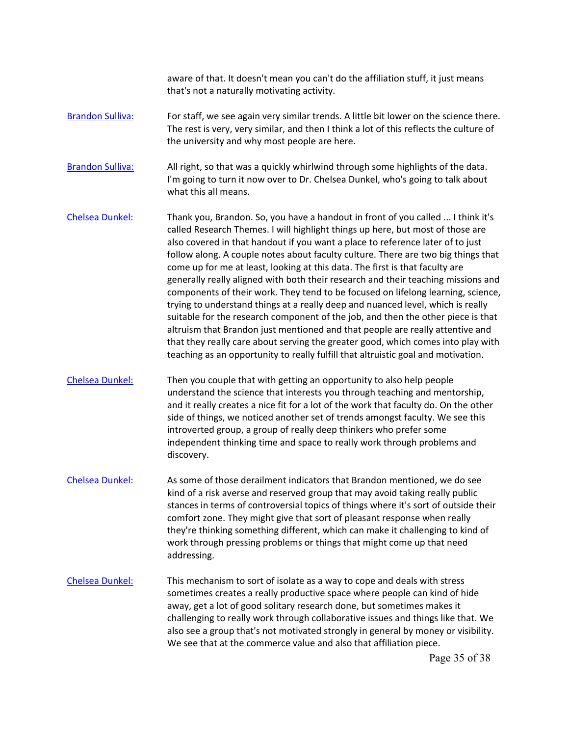aware of that. It doesn't mean you can't do the affiliation stuff, it just means that's not a naturally motivating activity.

Brandon Sulliva: For staff, we see again very similar trends. A little bit lower on the science there. The rest is very, very similar, and then I think a lot of this reflects the culture of the university and why most people are here.

Brandon Sulliva: All right, so that was a quickly whirlwind through some highlights of the data. I'm going to turn it now over to Dr. Chelsea Dunkel, who's going to talk about what this all means.

Chelsea Dunkel: Thank you, Brandon. So, you have a handout in front of you called ... I think it's called Research Themes. I will highlight things up here, but most of those are also covered in that handout if you want a place to reference later of to just follow along. A couple notes about faculty culture. There are two big things that come up for me at least, looking at this data. The first is that faculty are generally really aligned with both their research and their teaching missions and components of their work. They tend to be focused on lifelong learning, science, trying to understand things at a really deep and nuanced level, which is really suitable for the research component of the job, and then the other piece is that altruism that Brandon just mentioned and that people are really attentive and that they really care about serving the greater good, which comes into play with teaching as an opportunity to really fulfill that altruistic goal and motivation.

Chelsea Dunkel: Then you couple that with getting an opportunity to also help people understand the science that interests you through teaching and mentorship, and it really creates a nice fit for a lot of the work that faculty do. On the other side of things, we noticed another set of trends amongst faculty. We see this introverted group, a group of really deep thinkers who prefer some independent thinking time and space to really work through problems and discovery.

Chelsea Dunkel: As some of those derailment indicators that Brandon mentioned, we do see kind of a risk averse and reserved group that may avoid taking really public stances in terms of controversial topics of things where it's sort of outside their comfort zone. They might give that sort of pleasant response when really they're thinking something different, which can make it challenging to kind of work through pressing problems or things that might come up that need addressing.

Chelsea Dunkel: This mechanism to sort of isolate as a way to cope and deals with stress sometimes creates a really productive space where people can kind of hide away, get a lot of good solitary research done, but sometimes makes it challenging to really work through collaborative issues and things like that. We also see a group that's not motivated strongly in general by money or visibility. We see that at the commerce value and also that affiliation piece.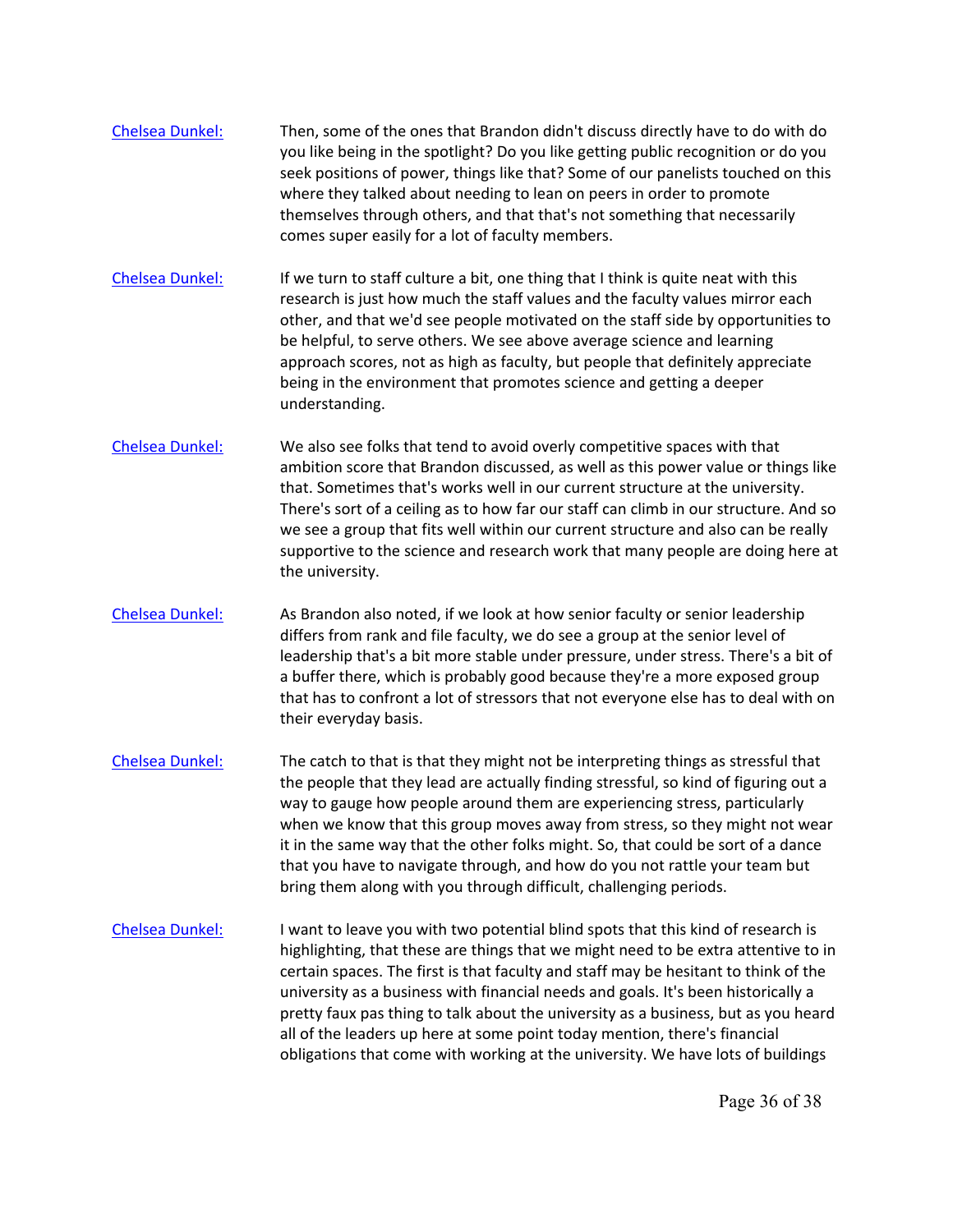[Chelsea Dunkel:] Then, some of the ones that Brandon didn't discuss directly have to do with do you like being in the spotlight? Do you like getting public recognition or do you seek positions of power, things like that? Some of our panelists touched on this where they talked about needing to lean on peers in order to promote themselves through others, and that that's not something that necessarily comes super easily for a lot of faculty members.

[Chelsea Dunkel:] If we turn to staff culture a bit, one thing that I think is quite neat with this research is just how much the staff values and the faculty values mirror each other, and that we'd see people motivated on the staff side by opportunities to be helpful, to serve others. We see above average science and learning approach scores, not as high as faculty, but people that definitely appreciate being in the environment that promotes science and getting a deeper understanding.

[Chelsea Dunkel:] We also see folks that tend to avoid overly competitive spaces with that ambition score that Brandon discussed, as well as this power value or things like that. Sometimes that's works well in our current structure at the university. There's sort of a ceiling as to how far our staff can climb in our structure. And so we see a group that fits well within our current structure and also can be really supportive to the science and research work that many people are doing here at the university.

[Chelsea Dunkel:] As Brandon also noted, if we look at how senior faculty or senior leadership differs from rank and file faculty, we do see a group at the senior level of leadership that's a bit more stable under pressure, under stress. There's a bit of a buffer there, which is probably good because they're a more exposed group that has to confront a lot of stressors that not everyone else has to deal with on their everyday basis.

[Chelsea Dunkel:] The catch to that is that they might not be interpreting things as stressful that the people that they lead are actually finding stressful, so kind of figuring out a way to gauge how people around them are experiencing stress, particularly when we know that this group moves away from stress, so they might not wear it in the same way that the other folks might. So, that could be sort of a dance that you have to navigate through, and how do you not rattle your team but bring them along with you through difficult, challenging periods.

[Chelsea Dunkel:] I want to leave you with two potential blind spots that this kind of research is highlighting, that these are things that we might need to be extra attentive to in certain spaces. The first is that faculty and staff may be hesitant to think of the university as a business with financial needs and goals. It's been historically a pretty faux pas thing to talk about the university as a business, but as you heard all of the leaders up here at some point today mention, there's financial obligations that come with working at the university. We have lots of buildings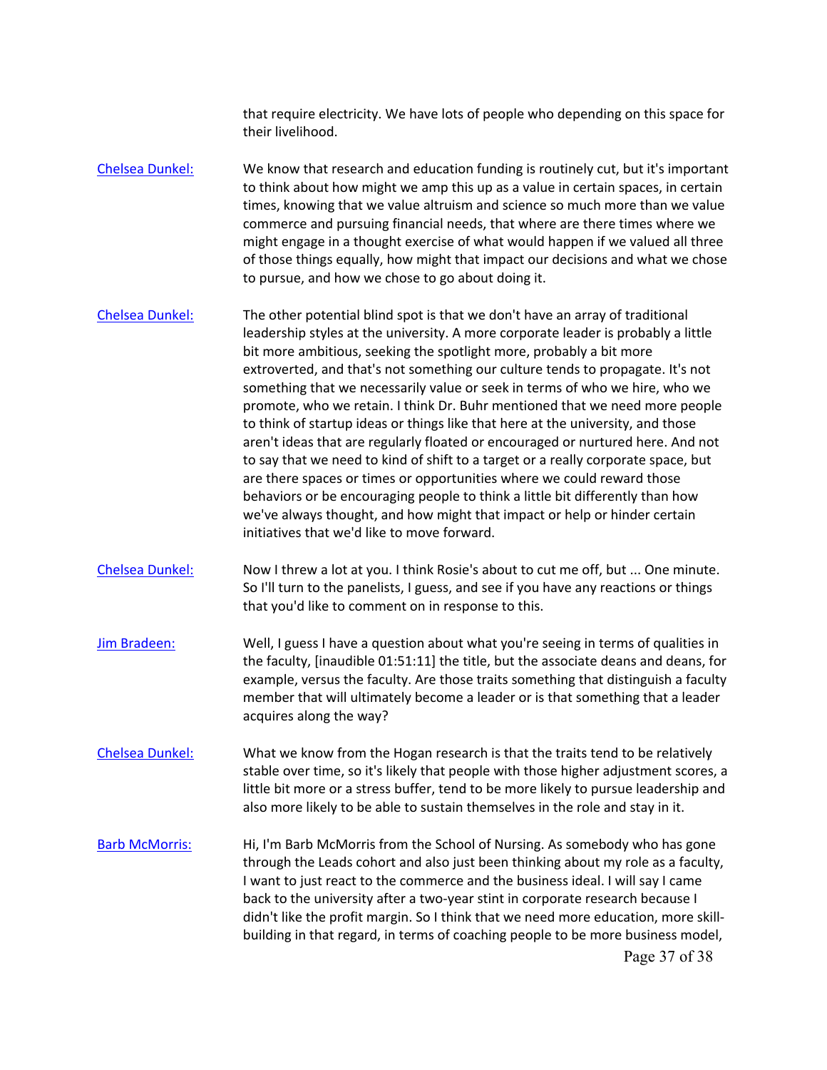that require electricity. We have lots of people who depending on this space for their livelihood.

[Chelsea Dunkel:](#) We know that research and education funding is routinely cut, but it's important to think about how might we amp this up as a value in certain spaces, in certain times, knowing that we value altruism and science so much more than we value commerce and pursuing financial needs, that where are there times where we might engage in a thought exercise of what would happen if we valued all three of those things equally, how might that impact our decisions and what we chose to pursue, and how we chose to go about doing it.

[Chelsea Dunkel:](#) The other potential blind spot is that we don't have an array of traditional leadership styles at the university. A more corporate leader is probably a little bit more ambitious, seeking the spotlight more, probably a bit more extroverted, and that's not something our culture tends to propagate. It's not something that we necessarily value or seek in terms of who we hire, who we promote, who we retain. I think Dr. Buhr mentioned that we need more people to think of startup ideas or things like that here at the university, and those aren't ideas that are regularly floated or encouraged or nurtured here. And not to say that we need to kind of shift to a target or a really corporate space, but are there spaces or times or opportunities where we could reward those behaviors or be encouraging people to think a little bit differently than how we've always thought, and how might that impact or help or hinder certain initiatives that we'd like to move forward.

[Chelsea Dunkel:](#) Now I threw a lot at you. I think Rosie's about to cut me off, but ... One minute. So I'll turn to the panelists, I guess, and see if you have any reactions or things that you'd like to comment on in response to this.

[Jim Bradeen:](#) Well, I guess I have a question about what you're seeing in terms of qualities in the faculty, [inaudible 01:51:11] the title, but the associate deans and deans, for example, versus the faculty. Are those traits something that distinguish a faculty member that will ultimately become a leader or is that something that a leader acquires along the way?

[Chelsea Dunkel:](#) What we know from the Hogan research is that the traits tend to be relatively stable over time, so it's likely that people with those higher adjustment scores, a little bit more or a stress buffer, tend to be more likely to pursue leadership and also more likely to be able to sustain themselves in the role and stay in it.

[Barb McMorris:](#) Hi, I'm Barb McMorris from the School of Nursing. As somebody who has gone through the Leads cohort and also just been thinking about my role as a faculty, I want to just react to the commerce and the business ideal. I will say I came back to the university after a two-year stint in corporate research because I didn't like the profit margin. So I think that we need more education, more skill-building in that regard, in terms of coaching people to be more business model,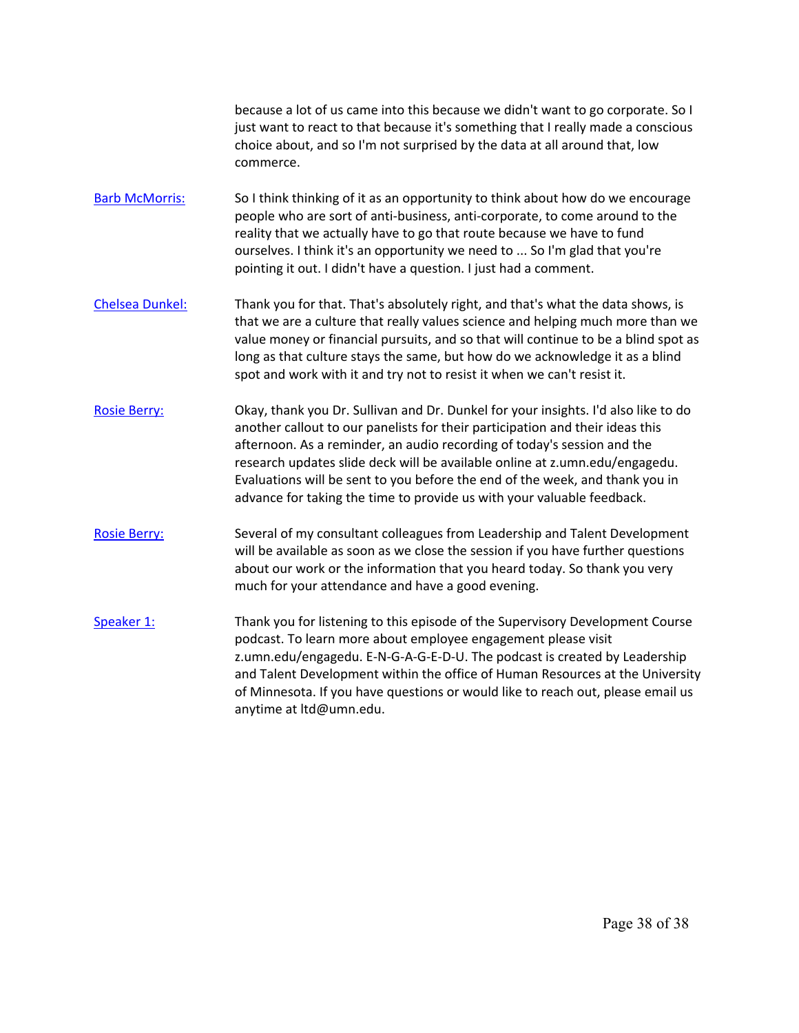because a lot of us came into this because we didn't want to go corporate. So I just want to react to that because it's something that I really made a conscious choice about, and so I'm not surprised by the data at all around that, low commerce.

Barb McMorris: So I think thinking of it as an opportunity to think about how do we encourage people who are sort of anti-business, anti-corporate, to come around to the reality that we actually have to go that route because we have to fund ourselves. I think it's an opportunity we need to ... So I'm glad that you're pointing it out. I didn't have a question. I just had a comment.

Chelsea Dunkel: Thank you for that. That's absolutely right, and that's what the data shows, is that we are a culture that really values science and helping much more than we value money or financial pursuits, and so that will continue to be a blind spot as long as that culture stays the same, but how do we acknowledge it as a blind spot and work with it and try not to resist it when we can't resist it.

Rosie Berry: Okay, thank you Dr. Sullivan and Dr. Dunkel for your insights. I'd also like to do another callout to our panelists for their participation and their ideas this afternoon. As a reminder, an audio recording of today's session and the research updates slide deck will be available online at z.umn.edu/engagedu. Evaluations will be sent to you before the end of the week, and thank you in advance for taking the time to provide us with your valuable feedback.

Rosie Berry: Several of my consultant colleagues from Leadership and Talent Development will be available as soon as we close the session if you have further questions about our work or the information that you heard today. So thank you very much for your attendance and have a good evening.

Speaker 1: Thank you for listening to this episode of the Supervisory Development Course podcast. To learn more about employee engagement please visit z.umn.edu/engagedu. E-N-G-A-G-E-D-U. The podcast is created by Leadership and Talent Development within the office of Human Resources at the University of Minnesota. If you have questions or would like to reach out, please email us anytime at ltd@umn.edu.